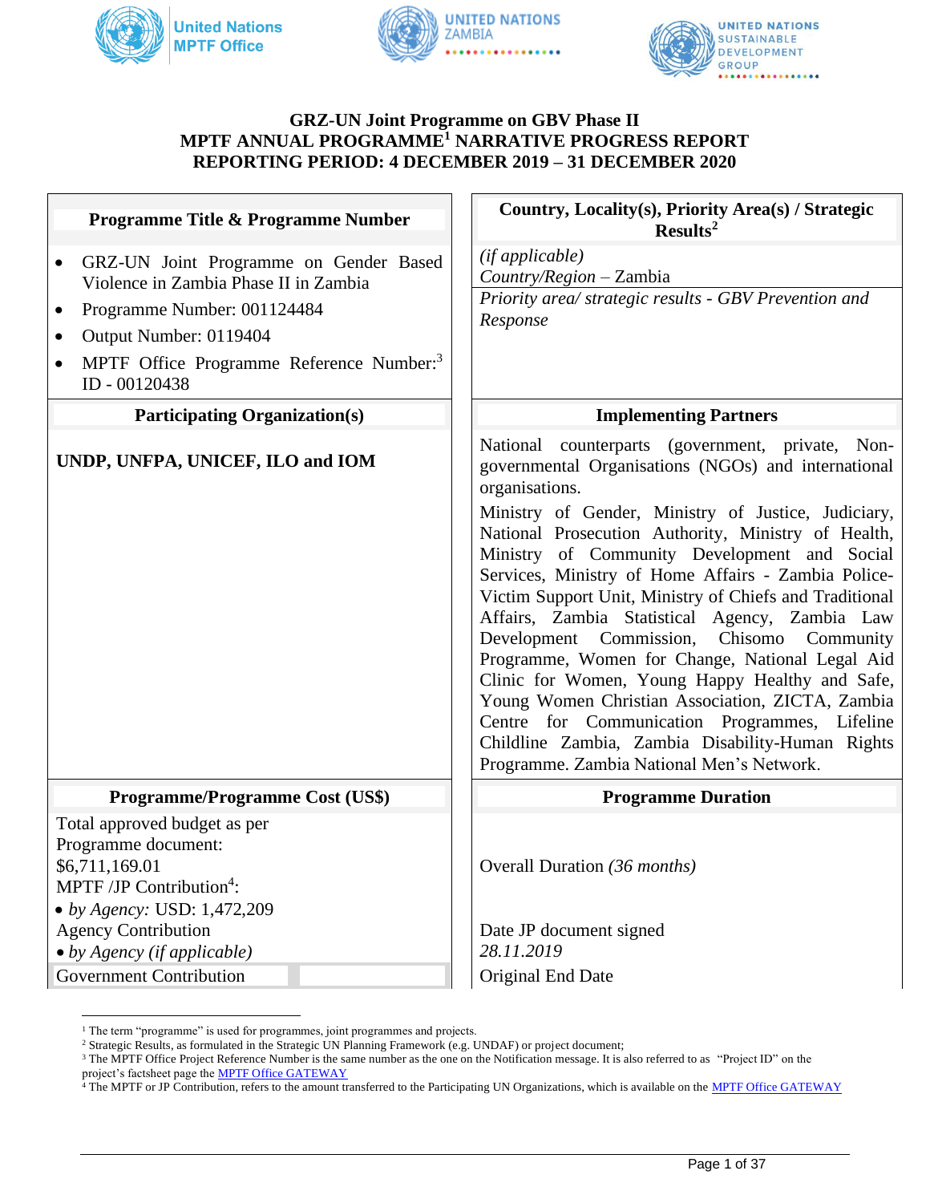# GRZ-UN Joint Programme on GBV Phase II
## MPTF ANNUAL PROGRAMME[1] NARRATIVE PROGRESS REPORT
## REPORTING PERIOD: 4 DECEMBER 2019 – 31 DECEMBER 2020

| Programme Title & Programme Number | Country, Locality(s), Priority Area(s) / Strategic Results[2] |
|---|---|
| • GRZ-UN Joint Programme on Gender Based Violence in Zambia Phase II in Zambia<br>• Programme Number: 001124484<br>• Output Number: 0119404<br>• MPTF Office Programme Reference Number:[3] ID - 00120438 | *(if applicable)*<br>*Country/Region* – Zambia<br><br>*Priority area/ strategic results - GBV Prevention and Response* |
| **Participating Organization(s)** | **Implementing Partners** |
| **UNDP, UNFPA, UNICEF, ILO and IOM** | National counterparts (government, private, Non-governmental Organisations (NGOs) and international organisations.<br><br>Ministry of Gender, Ministry of Justice, Judiciary, National Prosecution Authority, Ministry of Health, Ministry of Community Development and Social Services, Ministry of Home Affairs - Zambia Police-Victim Support Unit, Ministry of Chiefs and Traditional Affairs, Zambia Statistical Agency, Zambia Law Development Commission, Chisomo Community Programme, Women for Change, National Legal Aid Clinic for Women, Young Happy Healthy and Safe, Young Women Christian Association, ZICTA, Zambia Centre for Communication Programmes, Lifeline Childline Zambia, Zambia Disability-Human Rights Programme. Zambia National Men's Network. |
| **Programme/Programme Cost (US$)** | **Programme Duration** |
| Total approved budget as per Programme document: $6,711,169.01<br>MPTF /JP Contribution[4]:<br>• *by Agency:* USD: 1,472,209<br>Agency Contribution<br>• *by Agency (if applicable)*<br>Government Contribution | Overall Duration *(36 months)*<br><br>Date JP document signed<br>*28.11.2019*<br>Original End Date |

[1] The term "programme" is used for programmes, joint programmes and projects.
[2] Strategic Results, as formulated in the Strategic UN Planning Framework (e.g. UNDAF) or project document;
[3] The MPTF Office Project Reference Number is the same number as the one on the Notification message. It is also referred to as "Project ID" on the project's factsheet page the MPTF Office GATEWAY
[4] The MPTF or JP Contribution, refers to the amount transferred to the Participating UN Organizations, which is available on the MPTF Office GATEWAY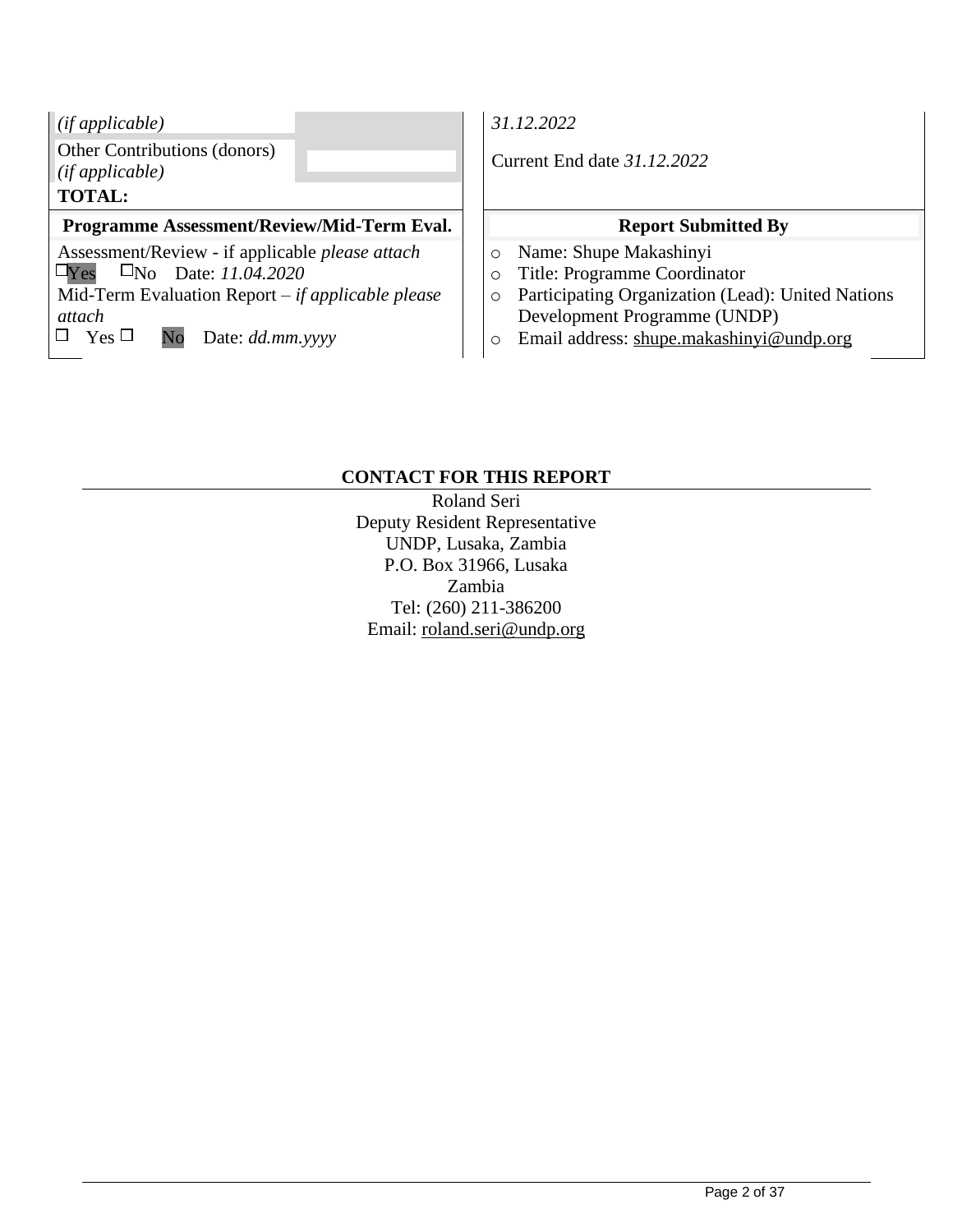| | |
|---|---|
| *(if applicable)* <br> Other Contributions (donors) *(if applicable)* <br> **TOTAL:** | *31.12.2022* <br> Current End date *31.12.2022* |
| **Programme Assessment/Review/Mid-Term Eval.** | **Report Submitted By** |
| Assessment/Review - if applicable *please attach* <br> ☐Yes ☐No Date: *11.04.2020* <br> Mid-Term Evaluation Report – *if applicable please attach* <br> ☐ Yes ☐ No Date: *dd.mm.yyyy* | ○ Name: Shupe Makashinyi <br> ○ Title: Programme Coordinator <br> ○ Participating Organization (Lead): United Nations Development Programme (UNDP) <br> ○ Email address: shupe.makashinyi@undp.org |

**CONTACT FOR THIS REPORT**

Roland Seri
Deputy Resident Representative
UNDP, Lusaka, Zambia
P.O. Box 31966, Lusaka
Zambia
Tel: (260) 211-386200
Email: roland.seri@undp.org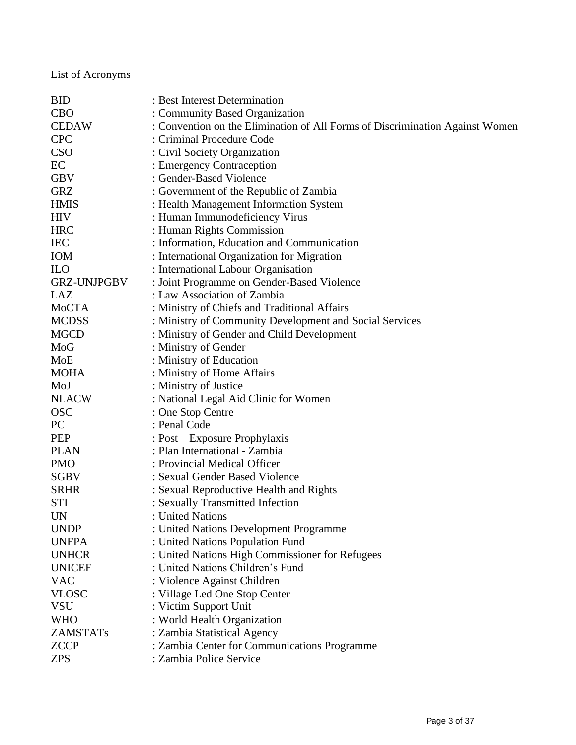List of Acronyms

| | |
|---|---|
| BID | : Best Interest Determination |
| CBO | : Community Based Organization |
| CEDAW | : Convention on the Elimination of All Forms of Discrimination Against Women |
| CPC | : Criminal Procedure Code |
| CSO | : Civil Society Organization |
| EC | : Emergency Contraception |
| GBV | : Gender-Based Violence |
| GRZ | : Government of the Republic of Zambia |
| HMIS | : Health Management Information System |
| HIV | : Human Immunodeficiency Virus |
| HRC | : Human Rights Commission |
| IEC | : Information, Education and Communication |
| IOM | : International Organization for Migration |
| ILO | : International Labour Organisation |
| GRZ-UNJPGBV | : Joint Programme on Gender-Based Violence |
| LAZ | : Law Association of Zambia |
| MoCTA | : Ministry of Chiefs and Traditional Affairs |
| MCDSS | : Ministry of Community Development and Social Services |
| MGCD | : Ministry of Gender and Child Development |
| MoG | : Ministry of Gender |
| MoE | : Ministry of Education |
| MOHA | : Ministry of Home Affairs |
| MoJ | : Ministry of Justice |
| NLACW | : National Legal Aid Clinic for Women |
| OSC | : One Stop Centre |
| PC | : Penal Code |
| PEP | : Post – Exposure Prophylaxis |
| PLAN | : Plan International - Zambia |
| PMO | : Provincial Medical Officer |
| SGBV | : Sexual Gender Based Violence |
| SRHR | : Sexual Reproductive Health and Rights |
| STI | : Sexually Transmitted Infection |
| UN | : United Nations |
| UNDP | : United Nations Development Programme |
| UNFPA | : United Nations Population Fund |
| UNHCR | : United Nations High Commissioner for Refugees |
| UNICEF | : United Nations Children's Fund |
| VAC | : Violence Against Children |
| VLOSC | : Village Led One Stop Center |
| VSU | : Victim Support Unit |
| WHO | : World Health Organization |
| ZAMSTATs | : Zambia Statistical Agency |
| ZCCP | : Zambia Center for Communications Programme |
| ZPS | : Zambia Police Service |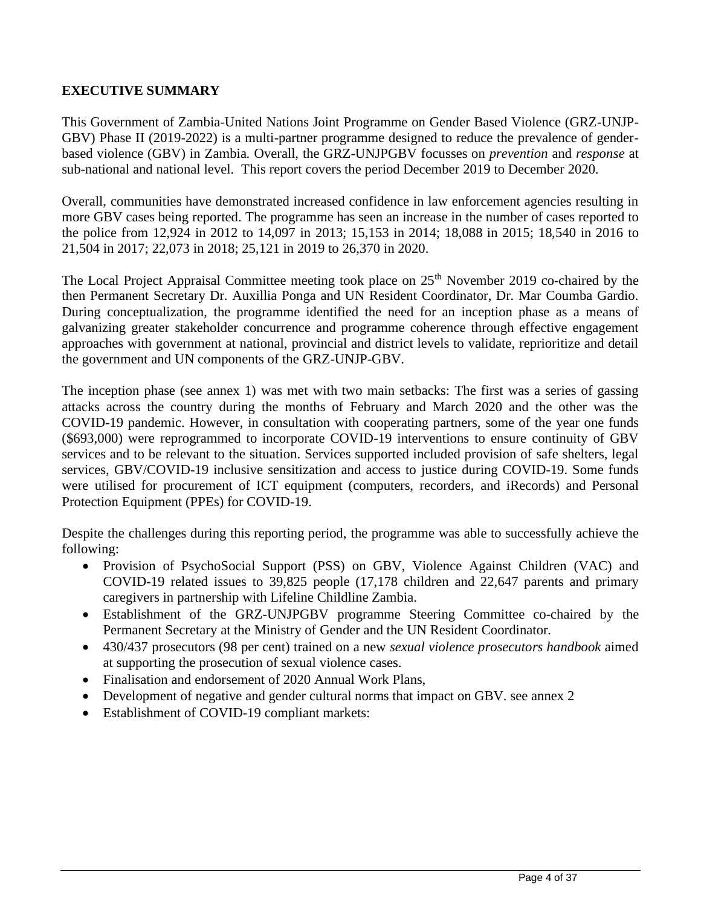## EXECUTIVE SUMMARY

This Government of Zambia-United Nations Joint Programme on Gender Based Violence (GRZ-UNJP-GBV) Phase II (2019-2022) is a multi-partner programme designed to reduce the prevalence of gender-based violence (GBV) in Zambia. Overall, the GRZ-UNJPGBV focusses on *prevention* and *response* at sub-national and national level. This report covers the period December 2019 to December 2020.

Overall, communities have demonstrated increased confidence in law enforcement agencies resulting in more GBV cases being reported. The programme has seen an increase in the number of cases reported to the police from 12,924 in 2012 to 14,097 in 2013; 15,153 in 2014; 18,088 in 2015; 18,540 in 2016 to 21,504 in 2017; 22,073 in 2018; 25,121 in 2019 to 26,370 in 2020.

The Local Project Appraisal Committee meeting took place on 25th November 2019 co-chaired by the then Permanent Secretary Dr. Auxillia Ponga and UN Resident Coordinator, Dr. Mar Coumba Gardio. During conceptualization, the programme identified the need for an inception phase as a means of galvanizing greater stakeholder concurrence and programme coherence through effective engagement approaches with government at national, provincial and district levels to validate, reprioritize and detail the government and UN components of the GRZ-UNJP-GBV.

The inception phase (see annex 1) was met with two main setbacks: The first was a series of gassing attacks across the country during the months of February and March 2020 and the other was the COVID-19 pandemic. However, in consultation with cooperating partners, some of the year one funds ($693,000) were reprogrammed to incorporate COVID-19 interventions to ensure continuity of GBV services and to be relevant to the situation. Services supported included provision of safe shelters, legal services, GBV/COVID-19 inclusive sensitization and access to justice during COVID-19. Some funds were utilised for procurement of ICT equipment (computers, recorders, and iRecords) and Personal Protection Equipment (PPEs) for COVID-19.

Despite the challenges during this reporting period, the programme was able to successfully achieve the following:

- Provision of PsychoSocial Support (PSS) on GBV, Violence Against Children (VAC) and COVID-19 related issues to 39,825 people (17,178 children and 22,647 parents and primary caregivers in partnership with Lifeline Childline Zambia.
- Establishment of the GRZ-UNJPGBV programme Steering Committee co-chaired by the Permanent Secretary at the Ministry of Gender and the UN Resident Coordinator.
- 430/437 prosecutors (98 per cent) trained on a new *sexual violence prosecutors handbook* aimed at supporting the prosecution of sexual violence cases.
- Finalisation and endorsement of 2020 Annual Work Plans,
- Development of negative and gender cultural norms that impact on GBV. see annex 2
- Establishment of COVID-19 compliant markets: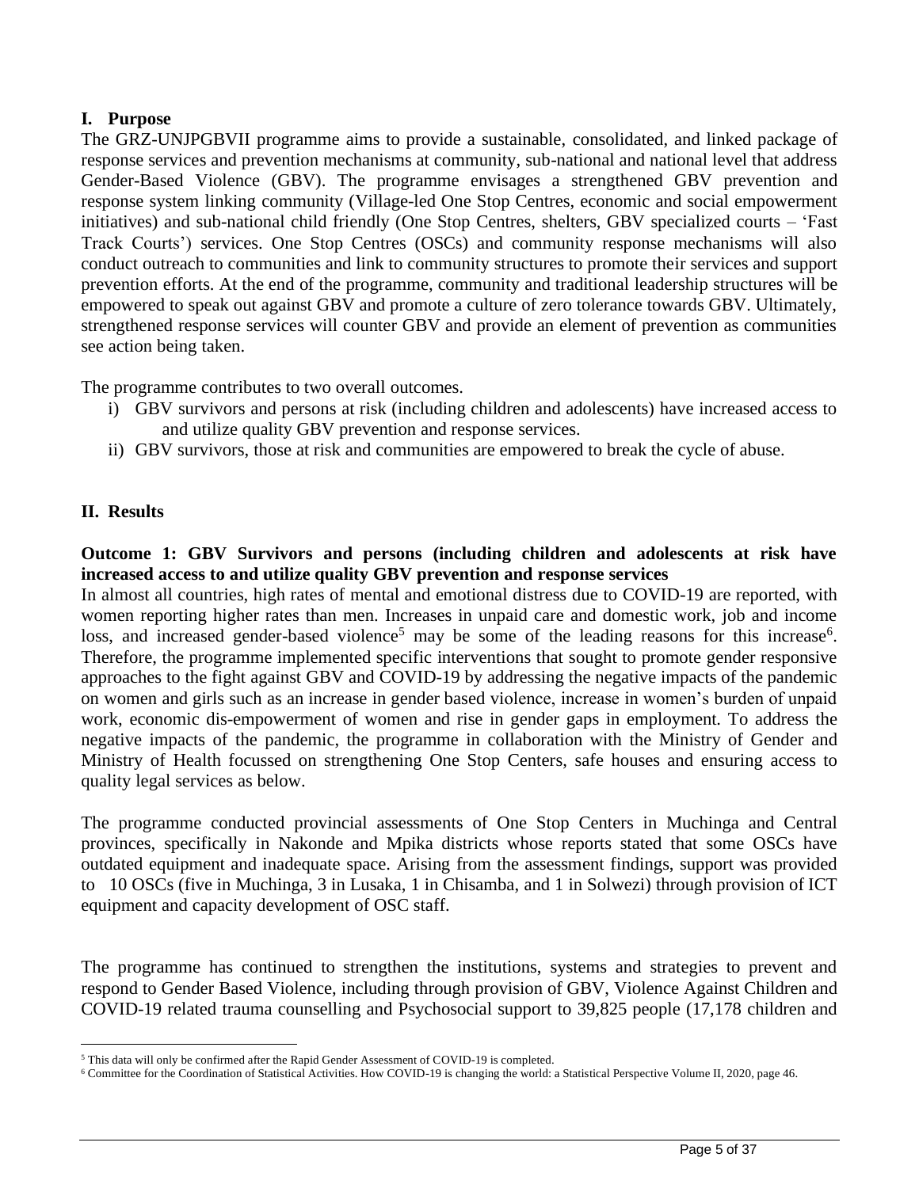## I. Purpose

The GRZ-UNJPGBVII programme aims to provide a sustainable, consolidated, and linked package of response services and prevention mechanisms at community, sub-national and national level that address Gender-Based Violence (GBV). The programme envisages a strengthened GBV prevention and response system linking community (Village-led One Stop Centres, economic and social empowerment initiatives) and sub-national child friendly (One Stop Centres, shelters, GBV specialized courts – 'Fast Track Courts') services. One Stop Centres (OSCs) and community response mechanisms will also conduct outreach to communities and link to community structures to promote their services and support prevention efforts. At the end of the programme, community and traditional leadership structures will be empowered to speak out against GBV and promote a culture of zero tolerance towards GBV. Ultimately, strengthened response services will counter GBV and provide an element of prevention as communities see action being taken.

The programme contributes to two overall outcomes.

i) GBV survivors and persons at risk (including children and adolescents) have increased access to and utilize quality GBV prevention and response services.
ii) GBV survivors, those at risk and communities are empowered to break the cycle of abuse.

## II. Results

**Outcome 1: GBV Survivors and persons (including children and adolescents at risk have increased access to and utilize quality GBV prevention and response services**

In almost all countries, high rates of mental and emotional distress due to COVID-19 are reported, with women reporting higher rates than men. Increases in unpaid care and domestic work, job and income loss, and increased gender-based violence[5] may be some of the leading reasons for this increase[6]. Therefore, the programme implemented specific interventions that sought to promote gender responsive approaches to the fight against GBV and COVID-19 by addressing the negative impacts of the pandemic on women and girls such as an increase in gender based violence, increase in women's burden of unpaid work, economic dis-empowerment of women and rise in gender gaps in employment. To address the negative impacts of the pandemic, the programme in collaboration with the Ministry of Gender and Ministry of Health focussed on strengthening One Stop Centers, safe houses and ensuring access to quality legal services as below.

The programme conducted provincial assessments of One Stop Centers in Muchinga and Central provinces, specifically in Nakonde and Mpika districts whose reports stated that some OSCs have outdated equipment and inadequate space. Arising from the assessment findings, support was provided to 10 OSCs (five in Muchinga, 3 in Lusaka, 1 in Chisamba, and 1 in Solwezi) through provision of ICT equipment and capacity development of OSC staff.

The programme has continued to strengthen the institutions, systems and strategies to prevent and respond to Gender Based Violence, including through provision of GBV, Violence Against Children and COVID-19 related trauma counselling and Psychosocial support to 39,825 people (17,178 children and

---

[5] This data will only be confirmed after the Rapid Gender Assessment of COVID-19 is completed.

[6] Committee for the Coordination of Statistical Activities. How COVID-19 is changing the world: a Statistical Perspective Volume II, 2020, page 46.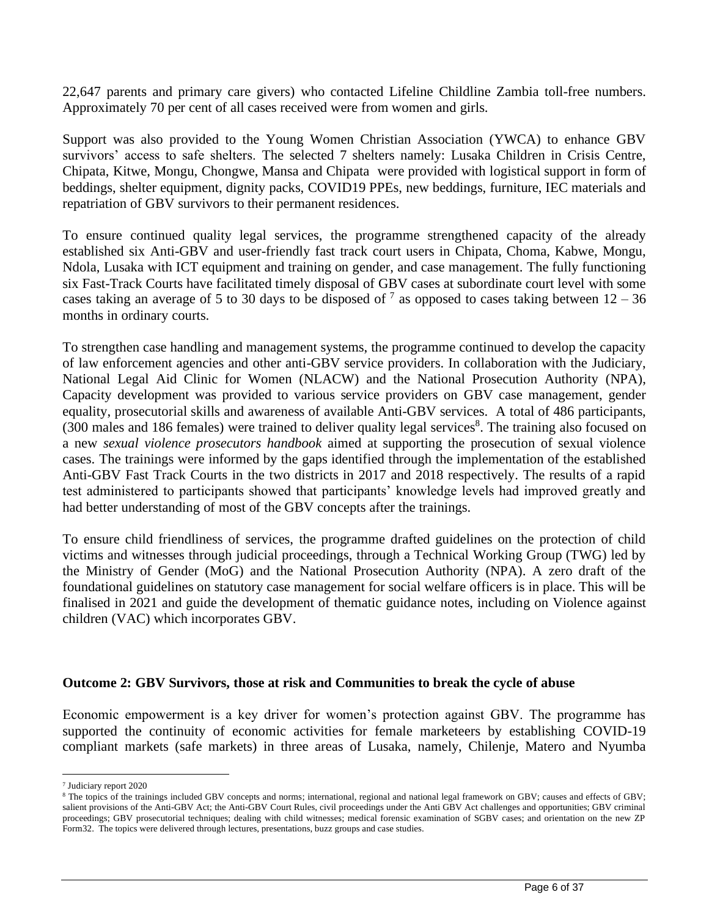22,647 parents and primary care givers) who contacted Lifeline Childline Zambia toll-free numbers. Approximately 70 per cent of all cases received were from women and girls.

Support was also provided to the Young Women Christian Association (YWCA) to enhance GBV survivors' access to safe shelters. The selected 7 shelters namely: Lusaka Children in Crisis Centre, Chipata, Kitwe, Mongu, Chongwe, Mansa and Chipata were provided with logistical support in form of beddings, shelter equipment, dignity packs, COVID19 PPEs, new beddings, furniture, IEC materials and repatriation of GBV survivors to their permanent residences.

To ensure continued quality legal services, the programme strengthened capacity of the already established six Anti-GBV and user-friendly fast track court users in Chipata, Choma, Kabwe, Mongu, Ndola, Lusaka with ICT equipment and training on gender, and case management. The fully functioning six Fast-Track Courts have facilitated timely disposal of GBV cases at subordinate court level with some cases taking an average of 5 to 30 days to be disposed of [7] as opposed to cases taking between 12 – 36 months in ordinary courts.

To strengthen case handling and management systems, the programme continued to develop the capacity of law enforcement agencies and other anti-GBV service providers. In collaboration with the Judiciary, National Legal Aid Clinic for Women (NLACW) and the National Prosecution Authority (NPA), Capacity development was provided to various service providers on GBV case management, gender equality, prosecutorial skills and awareness of available Anti-GBV services. A total of 486 participants, (300 males and 186 females) were trained to deliver quality legal services[8]. The training also focused on a new *sexual violence prosecutors handbook* aimed at supporting the prosecution of sexual violence cases. The trainings were informed by the gaps identified through the implementation of the established Anti-GBV Fast Track Courts in the two districts in 2017 and 2018 respectively. The results of a rapid test administered to participants showed that participants' knowledge levels had improved greatly and had better understanding of most of the GBV concepts after the trainings.

To ensure child friendliness of services, the programme drafted guidelines on the protection of child victims and witnesses through judicial proceedings, through a Technical Working Group (TWG) led by the Ministry of Gender (MoG) and the National Prosecution Authority (NPA). A zero draft of the foundational guidelines on statutory case management for social welfare officers is in place. This will be finalised in 2021 and guide the development of thematic guidance notes, including on Violence against children (VAC) which incorporates GBV.

**Outcome 2: GBV Survivors, those at risk and Communities to break the cycle of abuse**

Economic empowerment is a key driver for women's protection against GBV. The programme has supported the continuity of economic activities for female marketeers by establishing COVID-19 compliant markets (safe markets) in three areas of Lusaka, namely, Chilenje, Matero and Nyumba

---

[7] Judiciary report 2020

[8] The topics of the trainings included GBV concepts and norms; international, regional and national legal framework on GBV; causes and effects of GBV; salient provisions of the Anti-GBV Act; the Anti-GBV Court Rules, civil proceedings under the Anti GBV Act challenges and opportunities; GBV criminal proceedings; GBV prosecutorial techniques; dealing with child witnesses; medical forensic examination of SGBV cases; and orientation on the new ZP Form32. The topics were delivered through lectures, presentations, buzz groups and case studies.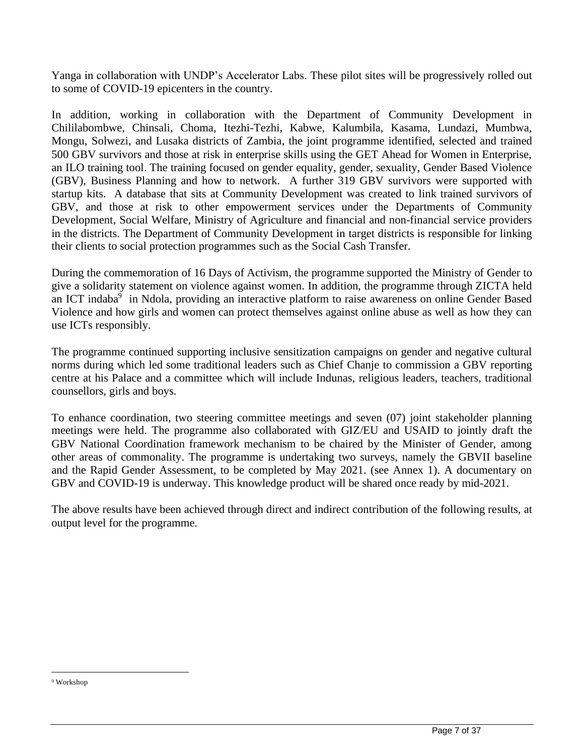Yanga in collaboration with UNDP's Accelerator Labs. These pilot sites will be progressively rolled out to some of COVID-19 epicenters in the country.

In addition, working in collaboration with the Department of Community Development in Chililabombwe, Chinsali, Choma, Itezhi-Tezhi, Kabwe, Kalumbila, Kasama, Lundazi, Mumbwa, Mongu, Solwezi, and Lusaka districts of Zambia, the joint programme identified, selected and trained 500 GBV survivors and those at risk in enterprise skills using the GET Ahead for Women in Enterprise, an ILO training tool. The training focused on gender equality, gender, sexuality, Gender Based Violence (GBV), Business Planning and how to network. A further 319 GBV survivors were supported with startup kits. A database that sits at Community Development was created to link trained survivors of GBV, and those at risk to other empowerment services under the Departments of Community Development, Social Welfare, Ministry of Agriculture and financial and non-financial service providers in the districts. The Department of Community Development in target districts is responsible for linking their clients to social protection programmes such as the Social Cash Transfer.

During the commemoration of 16 Days of Activism, the programme supported the Ministry of Gender to give a solidarity statement on violence against women. In addition, the programme through ZICTA held an ICT indaba[9] in Ndola, providing an interactive platform to raise awareness on online Gender Based Violence and how girls and women can protect themselves against online abuse as well as how they can use ICTs responsibly.

The programme continued supporting inclusive sensitization campaigns on gender and negative cultural norms during which led some traditional leaders such as Chief Chanje to commission a GBV reporting centre at his Palace and a committee which will include Indunas, religious leaders, teachers, traditional counsellors, girls and boys.

To enhance coordination, two steering committee meetings and seven (07) joint stakeholder planning meetings were held. The programme also collaborated with GIZ/EU and USAID to jointly draft the GBV National Coordination framework mechanism to be chaired by the Minister of Gender, among other areas of commonality. The programme is undertaking two surveys, namely the GBVII baseline and the Rapid Gender Assessment, to be completed by May 2021. (see Annex 1). A documentary on GBV and COVID-19 is underway. This knowledge product will be shared once ready by mid-2021.

The above results have been achieved through direct and indirect contribution of the following results, at output level for the programme.

[9] Workshop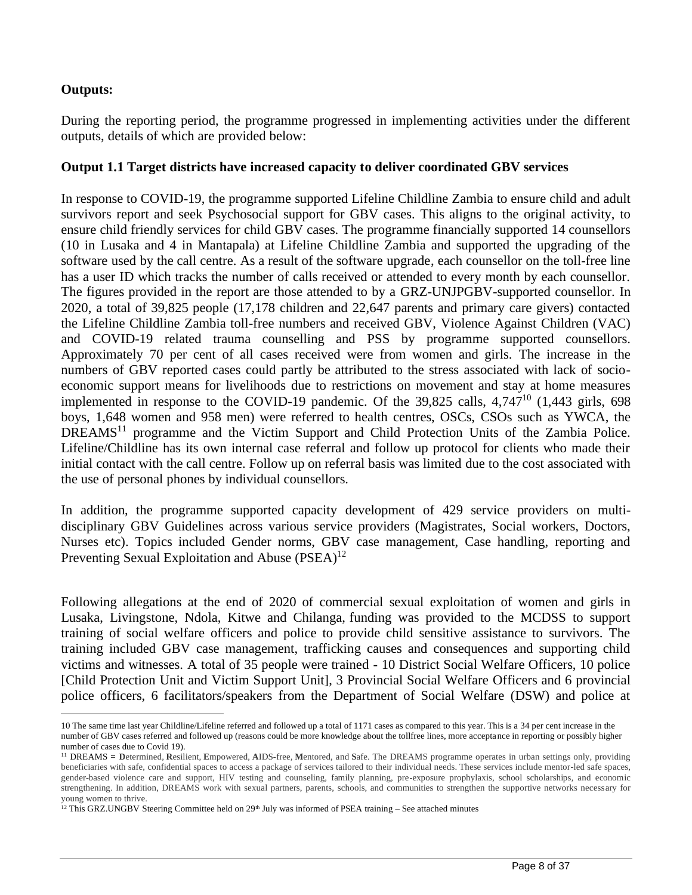**Outputs:**

During the reporting period, the programme progressed in implementing activities under the different outputs, details of which are provided below:

**Output 1.1 Target districts have increased capacity to deliver coordinated GBV services**

In response to COVID-19, the programme supported Lifeline Childline Zambia to ensure child and adult survivors report and seek Psychosocial support for GBV cases. This aligns to the original activity, to ensure child friendly services for child GBV cases. The programme financially supported 14 counsellors (10 in Lusaka and 4 in Mantapala) at Lifeline Childline Zambia and supported the upgrading of the software used by the call centre. As a result of the software upgrade, each counsellor on the toll-free line has a user ID which tracks the number of calls received or attended to every month by each counsellor. The figures provided in the report are those attended to by a GRZ-UNJPGBV-supported counsellor. In 2020, a total of 39,825 people (17,178 children and 22,647 parents and primary care givers) contacted the Lifeline Childline Zambia toll-free numbers and received GBV, Violence Against Children (VAC) and COVID-19 related trauma counselling and PSS by programme supported counsellors. Approximately 70 per cent of all cases received were from women and girls. The increase in the numbers of GBV reported cases could partly be attributed to the stress associated with lack of socio-economic support means for livelihoods due to restrictions on movement and stay at home measures implemented in response to the COVID-19 pandemic. Of the 39,825 calls, 4,747[10] (1,443 girls, 698 boys, 1,648 women and 958 men) were referred to health centres, OSCs, CSOs such as YWCA, the DREAMS[11] programme and the Victim Support and Child Protection Units of the Zambia Police. Lifeline/Childline has its own internal case referral and follow up protocol for clients who made their initial contact with the call centre. Follow up on referral basis was limited due to the cost associated with the use of personal phones by individual counsellors.

In addition, the programme supported capacity development of 429 service providers on multi-disciplinary GBV Guidelines across various service providers (Magistrates, Social workers, Doctors, Nurses etc). Topics included Gender norms, GBV case management, Case handling, reporting and Preventing Sexual Exploitation and Abuse (PSEA)[12]

Following allegations at the end of 2020 of commercial sexual exploitation of women and girls in Lusaka, Livingstone, Ndola, Kitwe and Chilanga, funding was provided to the MCDSS to support training of social welfare officers and police to provide child sensitive assistance to survivors. The training included GBV case management, trafficking causes and consequences and supporting child victims and witnesses. A total of 35 people were trained - 10 District Social Welfare Officers, 10 police [Child Protection Unit and Victim Support Unit], 3 Provincial Social Welfare Officers and 6 provincial police officers, 6 facilitators/speakers from the Department of Social Welfare (DSW) and police at

---

10 The same time last year Childline/Lifeline referred and followed up a total of 1171 cases as compared to this year. This is a 34 per cent increase in the number of GBV cases referred and followed up (reasons could be more knowledge about the tollfree lines, more acceptance in reporting or possibly higher number of cases due to Covid 19).

11 DREAMS = **D**etermined, **R**esilient, **E**mpowered, **A**IDS-free, **M**entored, and **S**afe. The DREAMS programme operates in urban settings only, providing beneficiaries with safe, confidential spaces to access a package of services tailored to their individual needs. These services include mentor-led safe spaces, gender-based violence care and support, HIV testing and counseling, family planning, pre-exposure prophylaxis, school scholarships, and economic strengthening. In addition, DREAMS work with sexual partners, parents, schools, and communities to strengthen the supportive networks necessary for young women to thrive.

12 This GRZ.UNGBV Steering Committee held on 29th July was informed of PSEA training – See attached minutes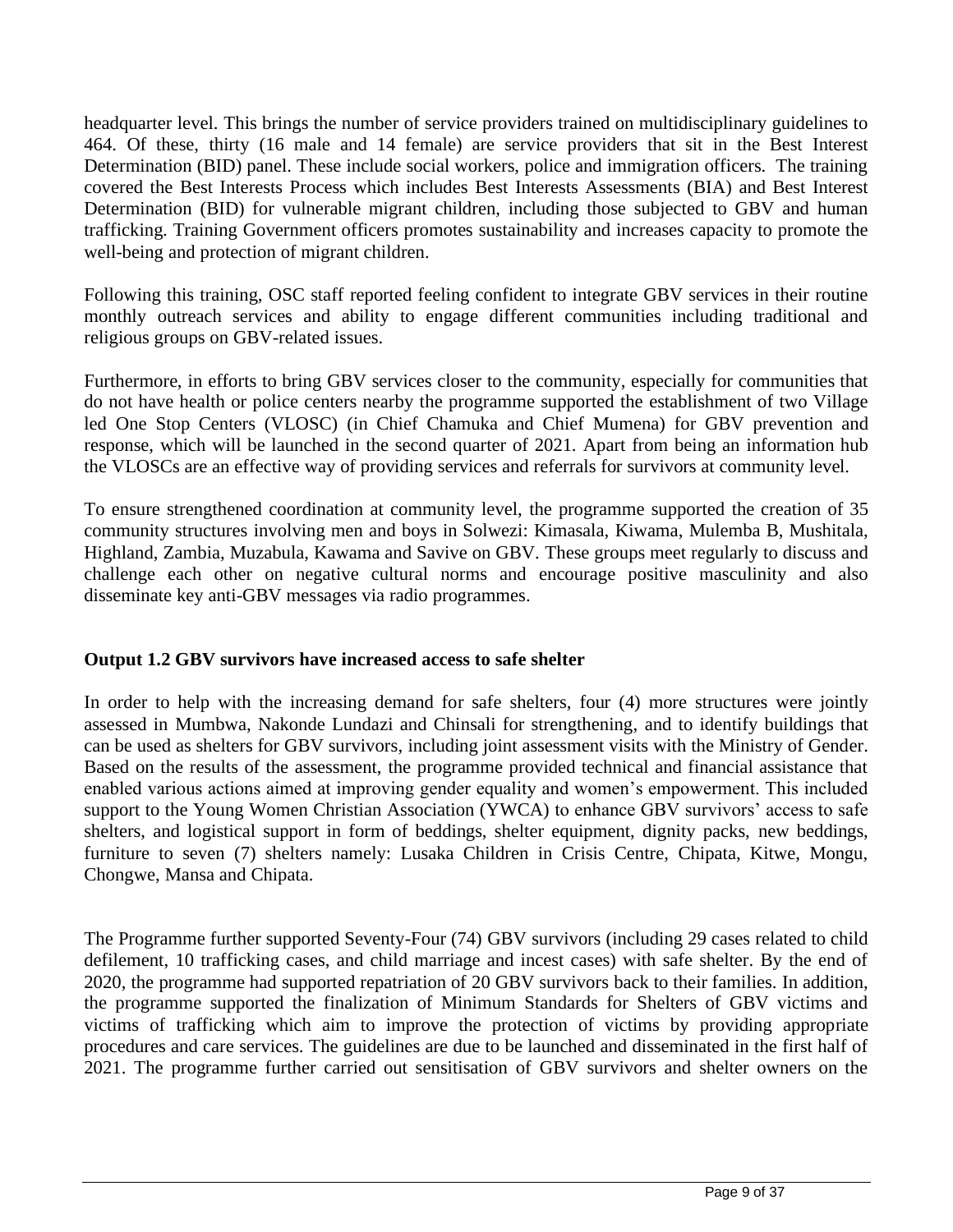headquarter level. This brings the number of service providers trained on multidisciplinary guidelines to 464. Of these, thirty (16 male and 14 female) are service providers that sit in the Best Interest Determination (BID) panel. These include social workers, police and immigration officers. The training covered the Best Interests Process which includes Best Interests Assessments (BIA) and Best Interest Determination (BID) for vulnerable migrant children, including those subjected to GBV and human trafficking. Training Government officers promotes sustainability and increases capacity to promote the well-being and protection of migrant children.

Following this training, OSC staff reported feeling confident to integrate GBV services in their routine monthly outreach services and ability to engage different communities including traditional and religious groups on GBV-related issues.

Furthermore, in efforts to bring GBV services closer to the community, especially for communities that do not have health or police centers nearby the programme supported the establishment of two Village led One Stop Centers (VLOSC) (in Chief Chamuka and Chief Mumena) for GBV prevention and response, which will be launched in the second quarter of 2021. Apart from being an information hub the VLOSCs are an effective way of providing services and referrals for survivors at community level.

To ensure strengthened coordination at community level, the programme supported the creation of 35 community structures involving men and boys in Solwezi: Kimasala, Kiwama, Mulemba B, Mushitala, Highland, Zambia, Muzabula, Kawama and Savive on GBV. These groups meet regularly to discuss and challenge each other on negative cultural norms and encourage positive masculinity and also disseminate key anti-GBV messages via radio programmes.

**Output 1.2 GBV survivors have increased access to safe shelter**

In order to help with the increasing demand for safe shelters, four (4) more structures were jointly assessed in Mumbwa, Nakonde Lundazi and Chinsali for strengthening, and to identify buildings that can be used as shelters for GBV survivors, including joint assessment visits with the Ministry of Gender. Based on the results of the assessment, the programme provided technical and financial assistance that enabled various actions aimed at improving gender equality and women's empowerment. This included support to the Young Women Christian Association (YWCA) to enhance GBV survivors' access to safe shelters, and logistical support in form of beddings, shelter equipment, dignity packs, new beddings, furniture to seven (7) shelters namely: Lusaka Children in Crisis Centre, Chipata, Kitwe, Mongu, Chongwe, Mansa and Chipata.

The Programme further supported Seventy-Four (74) GBV survivors (including 29 cases related to child defilement, 10 trafficking cases, and child marriage and incest cases) with safe shelter. By the end of 2020, the programme had supported repatriation of 20 GBV survivors back to their families. In addition, the programme supported the finalization of Minimum Standards for Shelters of GBV victims and victims of trafficking which aim to improve the protection of victims by providing appropriate procedures and care services. The guidelines are due to be launched and disseminated in the first half of 2021. The programme further carried out sensitisation of GBV survivors and shelter owners on the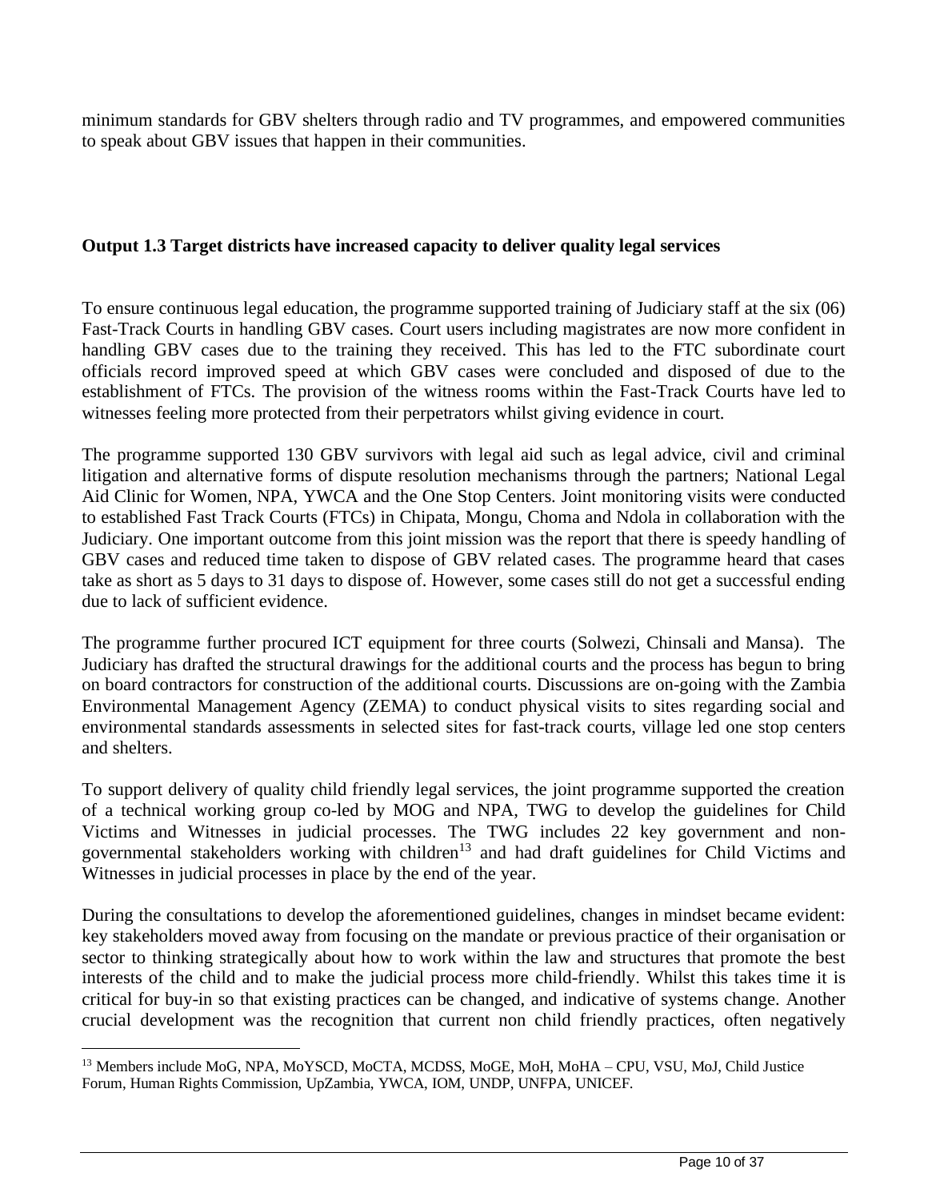minimum standards for GBV shelters through radio and TV programmes, and empowered communities to speak about GBV issues that happen in their communities.

**Output 1.3 Target districts have increased capacity to deliver quality legal services**

To ensure continuous legal education, the programme supported training of Judiciary staff at the six (06) Fast-Track Courts in handling GBV cases. Court users including magistrates are now more confident in handling GBV cases due to the training they received. This has led to the FTC subordinate court officials record improved speed at which GBV cases were concluded and disposed of due to the establishment of FTCs. The provision of the witness rooms within the Fast-Track Courts have led to witnesses feeling more protected from their perpetrators whilst giving evidence in court.

The programme supported 130 GBV survivors with legal aid such as legal advice, civil and criminal litigation and alternative forms of dispute resolution mechanisms through the partners; National Legal Aid Clinic for Women, NPA, YWCA and the One Stop Centers. Joint monitoring visits were conducted to established Fast Track Courts (FTCs) in Chipata, Mongu, Choma and Ndola in collaboration with the Judiciary. One important outcome from this joint mission was the report that there is speedy handling of GBV cases and reduced time taken to dispose of GBV related cases. The programme heard that cases take as short as 5 days to 31 days to dispose of. However, some cases still do not get a successful ending due to lack of sufficient evidence.

The programme further procured ICT equipment for three courts (Solwezi, Chinsali and Mansa). The Judiciary has drafted the structural drawings for the additional courts and the process has begun to bring on board contractors for construction of the additional courts. Discussions are on-going with the Zambia Environmental Management Agency (ZEMA) to conduct physical visits to sites regarding social and environmental standards assessments in selected sites for fast-track courts, village led one stop centers and shelters.

To support delivery of quality child friendly legal services, the joint programme supported the creation of a technical working group co-led by MOG and NPA, TWG to develop the guidelines for Child Victims and Witnesses in judicial processes. The TWG includes 22 key government and non-governmental stakeholders working with children[13] and had draft guidelines for Child Victims and Witnesses in judicial processes in place by the end of the year.

During the consultations to develop the aforementioned guidelines, changes in mindset became evident: key stakeholders moved away from focusing on the mandate or previous practice of their organisation or sector to thinking strategically about how to work within the law and structures that promote the best interests of the child and to make the judicial process more child-friendly. Whilst this takes time it is critical for buy-in so that existing practices can be changed, and indicative of systems change. Another crucial development was the recognition that current non child friendly practices, often negatively

[13] Members include MoG, NPA, MoYSCD, MoCTA, MCDSS, MoGE, MoH, MoHA – CPU, VSU, MoJ, Child Justice Forum, Human Rights Commission, UpZambia, YWCA, IOM, UNDP, UNFPA, UNICEF.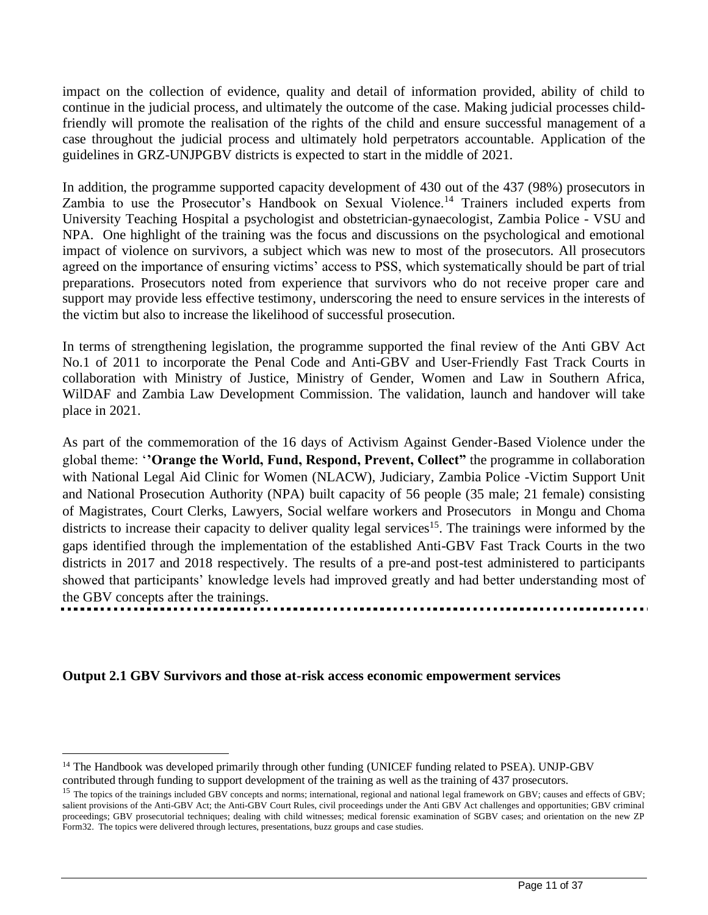impact on the collection of evidence, quality and detail of information provided, ability of child to continue in the judicial process, and ultimately the outcome of the case. Making judicial processes child-friendly will promote the realisation of the rights of the child and ensure successful management of a case throughout the judicial process and ultimately hold perpetrators accountable. Application of the guidelines in GRZ-UNJPGBV districts is expected to start in the middle of 2021.

In addition, the programme supported capacity development of 430 out of the 437 (98%) prosecutors in Zambia to use the Prosecutor's Handbook on Sexual Violence.[14] Trainers included experts from University Teaching Hospital a psychologist and obstetrician-gynaecologist, Zambia Police - VSU and NPA. One highlight of the training was the focus and discussions on the psychological and emotional impact of violence on survivors, a subject which was new to most of the prosecutors. All prosecutors agreed on the importance of ensuring victims' access to PSS, which systematically should be part of trial preparations. Prosecutors noted from experience that survivors who do not receive proper care and support may provide less effective testimony, underscoring the need to ensure services in the interests of the victim but also to increase the likelihood of successful prosecution.

In terms of strengthening legislation, the programme supported the final review of the Anti GBV Act No.1 of 2011 to incorporate the Penal Code and Anti-GBV and User-Friendly Fast Track Courts in collaboration with Ministry of Justice, Ministry of Gender, Women and Law in Southern Africa, WilDAF and Zambia Law Development Commission. The validation, launch and handover will take place in 2021.

As part of the commemoration of the 16 days of Activism Against Gender-Based Violence under the global theme: **''Orange the World, Fund, Respond, Prevent, Collect"** the programme in collaboration with National Legal Aid Clinic for Women (NLACW), Judiciary, Zambia Police -Victim Support Unit and National Prosecution Authority (NPA) built capacity of 56 people (35 male; 21 female) consisting of Magistrates, Court Clerks, Lawyers, Social welfare workers and Prosecutors in Mongu and Choma districts to increase their capacity to deliver quality legal services[15]. The trainings were informed by the gaps identified through the implementation of the established Anti-GBV Fast Track Courts in the two districts in 2017 and 2018 respectively. The results of a pre-and post-test administered to participants showed that participants' knowledge levels had improved greatly and had better understanding most of the GBV concepts after the trainings.

**Output 2.1 GBV Survivors and those at-risk access economic empowerment services**

---

[14] The Handbook was developed primarily through other funding (UNICEF funding related to PSEA). UNJP-GBV contributed through funding to support development of the training as well as the training of 437 prosecutors.

[15] The topics of the trainings included GBV concepts and norms; international, regional and national legal framework on GBV; causes and effects of GBV; salient provisions of the Anti-GBV Act; the Anti-GBV Court Rules, civil proceedings under the Anti GBV Act challenges and opportunities; GBV criminal proceedings; GBV prosecutorial techniques; dealing with child witnesses; medical forensic examination of SGBV cases; and orientation on the new ZP Form32. The topics were delivered through lectures, presentations, buzz groups and case studies.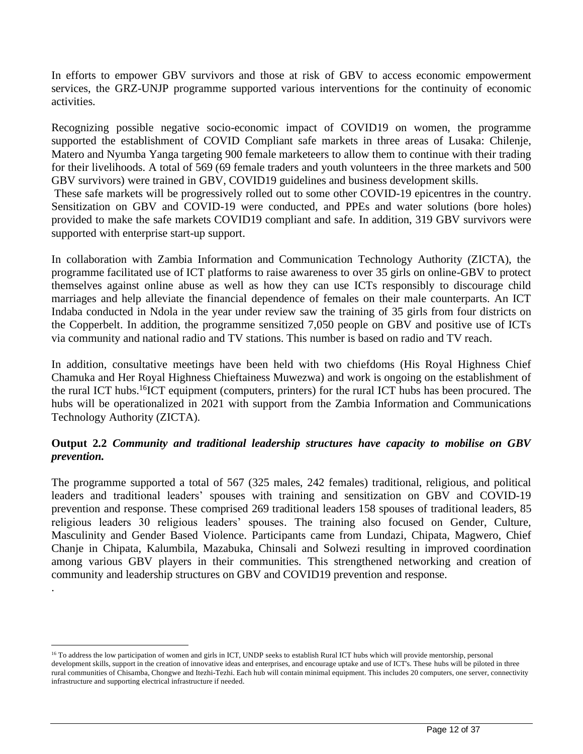In efforts to empower GBV survivors and those at risk of GBV to access economic empowerment services, the GRZ-UNJP programme supported various interventions for the continuity of economic activities.

Recognizing possible negative socio-economic impact of COVID19 on women, the programme supported the establishment of COVID Compliant safe markets in three areas of Lusaka: Chilenje, Matero and Nyumba Yanga targeting 900 female marketeers to allow them to continue with their trading for their livelihoods. A total of 569 (69 female traders and youth volunteers in the three markets and 500 GBV survivors) were trained in GBV, COVID19 guidelines and business development skills.

These safe markets will be progressively rolled out to some other COVID-19 epicentres in the country. Sensitization on GBV and COVID-19 were conducted, and PPEs and water solutions (bore holes) provided to make the safe markets COVID19 compliant and safe. In addition, 319 GBV survivors were supported with enterprise start-up support.

In collaboration with Zambia Information and Communication Technology Authority (ZICTA), the programme facilitated use of ICT platforms to raise awareness to over 35 girls on online-GBV to protect themselves against online abuse as well as how they can use ICTs responsibly to discourage child marriages and help alleviate the financial dependence of females on their male counterparts. An ICT Indaba conducted in Ndola in the year under review saw the training of 35 girls from four districts on the Copperbelt. In addition, the programme sensitized 7,050 people on GBV and positive use of ICTs via community and national radio and TV stations. This number is based on radio and TV reach.

In addition, consultative meetings have been held with two chiefdoms (His Royal Highness Chief Chamuka and Her Royal Highness Chieftainess Muwezwa) and work is ongoing on the establishment of the rural ICT hubs.[16] ICT equipment (computers, printers) for the rural ICT hubs has been procured. The hubs will be operationalized in 2021 with support from the Zambia Information and Communications Technology Authority (ZICTA).

**Output 2.2** ***Community and traditional leadership structures have capacity to mobilise on GBV prevention.***

The programme supported a total of 567 (325 males, 242 females) traditional, religious, and political leaders and traditional leaders' spouses with training and sensitization on GBV and COVID-19 prevention and response. These comprised 269 traditional leaders 158 spouses of traditional leaders, 85 religious leaders 30 religious leaders' spouses. The training also focused on Gender, Culture, Masculinity and Gender Based Violence. Participants came from Lundazi, Chipata, Magwero, Chief Chanje in Chipata, Kalumbila, Mazabuka, Chinsali and Solwezi resulting in improved coordination among various GBV players in their communities. This strengthened networking and creation of community and leadership structures on GBV and COVID19 prevention and response.

.

[16] To address the low participation of women and girls in ICT, UNDP seeks to establish Rural ICT hubs which will provide mentorship, personal development skills, support in the creation of innovative ideas and enterprises, and encourage uptake and use of ICT's. These hubs will be piloted in three rural communities of Chisamba, Chongwe and Itezhi-Tezhi. Each hub will contain minimal equipment. This includes 20 computers, one server, connectivity infrastructure and supporting electrical infrastructure if needed.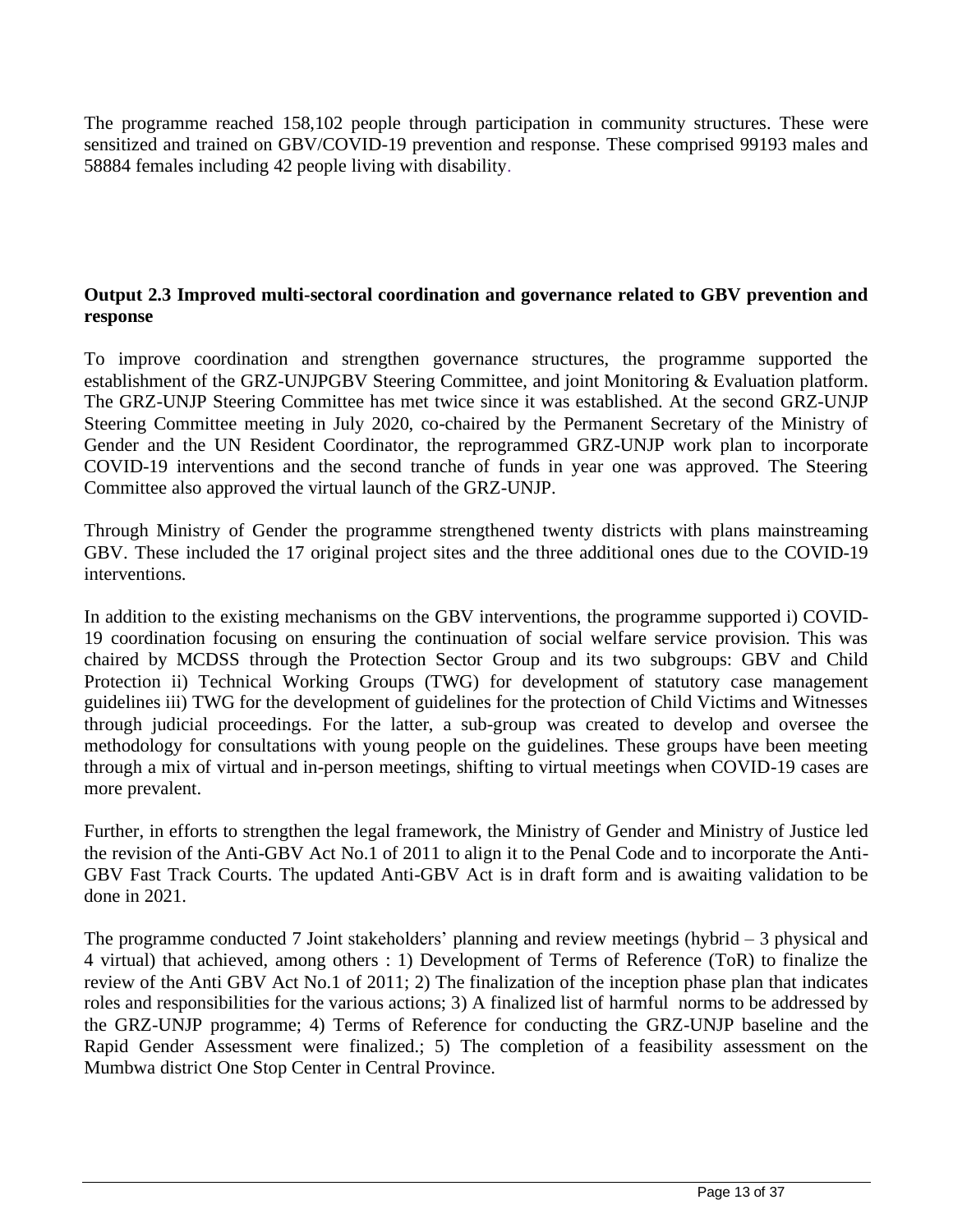The programme reached 158,102 people through participation in community structures. These were sensitized and trained on GBV/COVID-19 prevention and response. These comprised 99193 males and 58884 females including 42 people living with disability.

**Output 2.3 Improved multi-sectoral coordination and governance related to GBV prevention and response**

To improve coordination and strengthen governance structures, the programme supported the establishment of the GRZ-UNJPGBV Steering Committee, and joint Monitoring & Evaluation platform. The GRZ-UNJP Steering Committee has met twice since it was established. At the second GRZ-UNJP Steering Committee meeting in July 2020, co-chaired by the Permanent Secretary of the Ministry of Gender and the UN Resident Coordinator, the reprogrammed GRZ-UNJP work plan to incorporate COVID-19 interventions and the second tranche of funds in year one was approved. The Steering Committee also approved the virtual launch of the GRZ-UNJP.

Through Ministry of Gender the programme strengthened twenty districts with plans mainstreaming GBV. These included the 17 original project sites and the three additional ones due to the COVID-19 interventions.

In addition to the existing mechanisms on the GBV interventions, the programme supported i) COVID-19 coordination focusing on ensuring the continuation of social welfare service provision. This was chaired by MCDSS through the Protection Sector Group and its two subgroups: GBV and Child Protection ii) Technical Working Groups (TWG) for development of statutory case management guidelines iii) TWG for the development of guidelines for the protection of Child Victims and Witnesses through judicial proceedings. For the latter, a sub-group was created to develop and oversee the methodology for consultations with young people on the guidelines. These groups have been meeting through a mix of virtual and in-person meetings, shifting to virtual meetings when COVID-19 cases are more prevalent.

Further, in efforts to strengthen the legal framework, the Ministry of Gender and Ministry of Justice led the revision of the Anti-GBV Act No.1 of 2011 to align it to the Penal Code and to incorporate the Anti-GBV Fast Track Courts. The updated Anti-GBV Act is in draft form and is awaiting validation to be done in 2021.

The programme conducted 7 Joint stakeholders' planning and review meetings (hybrid – 3 physical and 4 virtual) that achieved, among others : 1) Development of Terms of Reference (ToR) to finalize the review of the Anti GBV Act No.1 of 2011; 2) The finalization of the inception phase plan that indicates roles and responsibilities for the various actions; 3) A finalized list of harmful norms to be addressed by the GRZ-UNJP programme; 4) Terms of Reference for conducting the GRZ-UNJP baseline and the Rapid Gender Assessment were finalized.; 5) The completion of a feasibility assessment on the Mumbwa district One Stop Center in Central Province.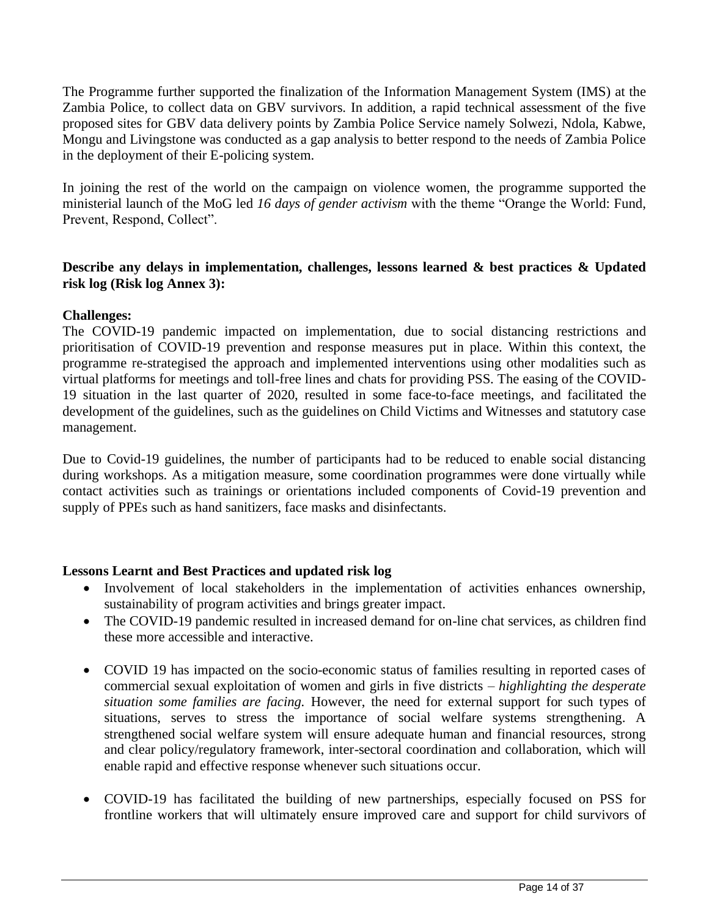The Programme further supported the finalization of the Information Management System (IMS) at the Zambia Police, to collect data on GBV survivors. In addition, a rapid technical assessment of the five proposed sites for GBV data delivery points by Zambia Police Service namely Solwezi, Ndola, Kabwe, Mongu and Livingstone was conducted as a gap analysis to better respond to the needs of Zambia Police in the deployment of their E-policing system.

In joining the rest of the world on the campaign on violence women, the programme supported the ministerial launch of the MoG led *16 days of gender activism* with the theme "Orange the World: Fund, Prevent, Respond, Collect".

**Describe any delays in implementation, challenges, lessons learned & best practices & Updated risk log (Risk log Annex 3):**

**Challenges:**

The COVID-19 pandemic impacted on implementation, due to social distancing restrictions and prioritisation of COVID-19 prevention and response measures put in place. Within this context, the programme re-strategised the approach and implemented interventions using other modalities such as virtual platforms for meetings and toll-free lines and chats for providing PSS. The easing of the COVID-19 situation in the last quarter of 2020, resulted in some face-to-face meetings, and facilitated the development of the guidelines, such as the guidelines on Child Victims and Witnesses and statutory case management.

Due to Covid-19 guidelines, the number of participants had to be reduced to enable social distancing during workshops. As a mitigation measure, some coordination programmes were done virtually while contact activities such as trainings or orientations included components of Covid-19 prevention and supply of PPEs such as hand sanitizers, face masks and disinfectants.

**Lessons Learnt and Best Practices and updated risk log**

- Involvement of local stakeholders in the implementation of activities enhances ownership, sustainability of program activities and brings greater impact.
- The COVID-19 pandemic resulted in increased demand for on-line chat services, as children find these more accessible and interactive.
- COVID 19 has impacted on the socio-economic status of families resulting in reported cases of commercial sexual exploitation of women and girls in five districts – *highlighting the desperate situation some families are facing.* However, the need for external support for such types of situations, serves to stress the importance of social welfare systems strengthening. A strengthened social welfare system will ensure adequate human and financial resources, strong and clear policy/regulatory framework, inter-sectoral coordination and collaboration, which will enable rapid and effective response whenever such situations occur.
- COVID-19 has facilitated the building of new partnerships, especially focused on PSS for frontline workers that will ultimately ensure improved care and support for child survivors of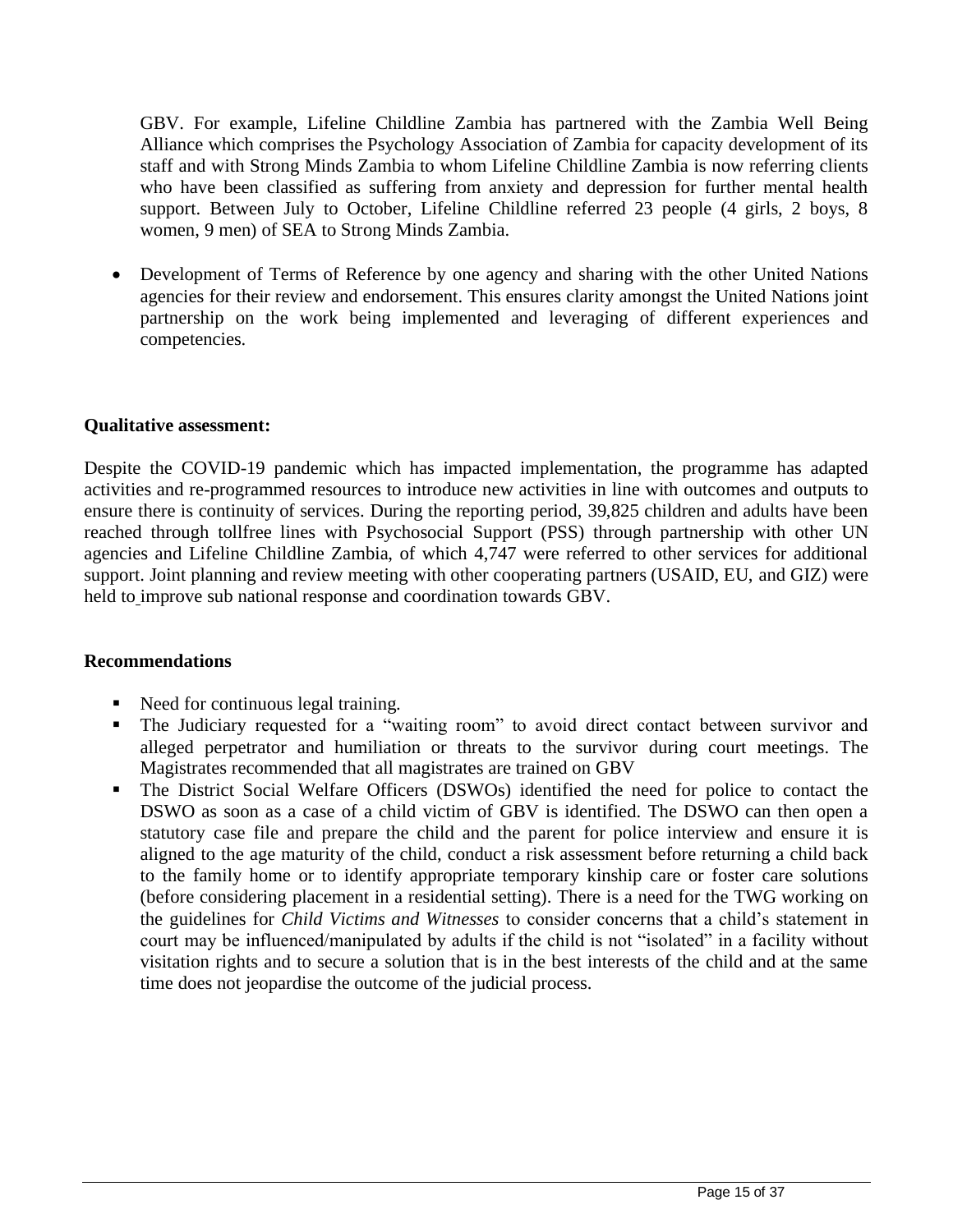GBV. For example, Lifeline Childline Zambia has partnered with the Zambia Well Being Alliance which comprises the Psychology Association of Zambia for capacity development of its staff and with Strong Minds Zambia to whom Lifeline Childline Zambia is now referring clients who have been classified as suffering from anxiety and depression for further mental health support. Between July to October, Lifeline Childline referred 23 people (4 girls, 2 boys, 8 women, 9 men) of SEA to Strong Minds Zambia.

- Development of Terms of Reference by one agency and sharing with the other United Nations agencies for their review and endorsement. This ensures clarity amongst the United Nations joint partnership on the work being implemented and leveraging of different experiences and competencies.

**Qualitative assessment:**

Despite the COVID-19 pandemic which has impacted implementation, the programme has adapted activities and re-programmed resources to introduce new activities in line with outcomes and outputs to ensure there is continuity of services. During the reporting period, 39,825 children and adults have been reached through tollfree lines with Psychosocial Support (PSS) through partnership with other UN agencies and Lifeline Childline Zambia, of which 4,747 were referred to other services for additional support. Joint planning and review meeting with other cooperating partners (USAID, EU, and GIZ) were held to improve sub national response and coordination towards GBV.

**Recommendations**

- Need for continuous legal training.
- The Judiciary requested for a "waiting room" to avoid direct contact between survivor and alleged perpetrator and humiliation or threats to the survivor during court meetings. The Magistrates recommended that all magistrates are trained on GBV
- The District Social Welfare Officers (DSWOs) identified the need for police to contact the DSWO as soon as a case of a child victim of GBV is identified. The DSWO can then open a statutory case file and prepare the child and the parent for police interview and ensure it is aligned to the age maturity of the child, conduct a risk assessment before returning a child back to the family home or to identify appropriate temporary kinship care or foster care solutions (before considering placement in a residential setting). There is a need for the TWG working on the guidelines for *Child Victims and Witnesses* to consider concerns that a child's statement in court may be influenced/manipulated by adults if the child is not "isolated" in a facility without visitation rights and to secure a solution that is in the best interests of the child and at the same time does not jeopardise the outcome of the judicial process.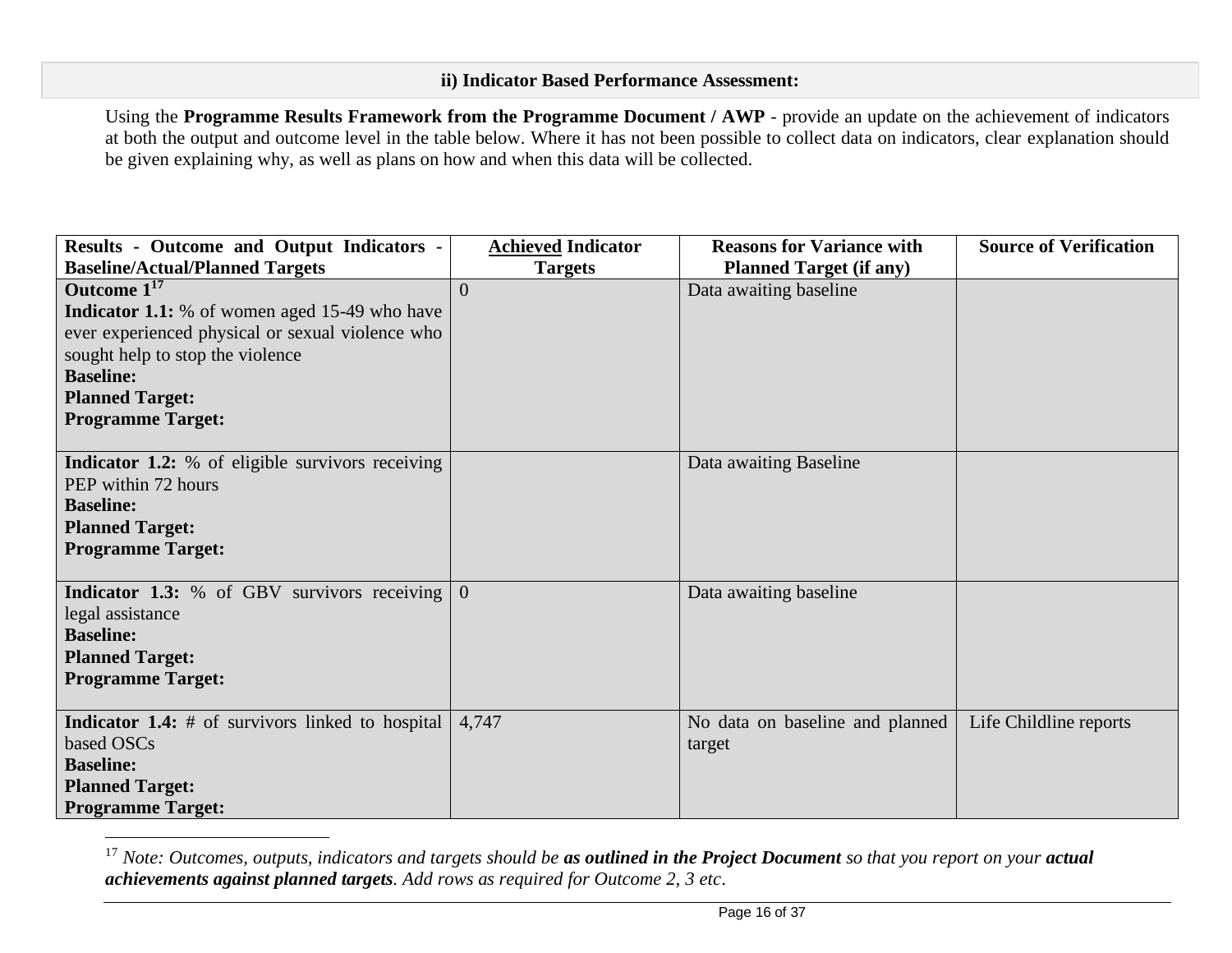### ii) Indicator Based Performance Assessment:

Using the **Programme Results Framework from the Programme Document / AWP** - provide an update on the achievement of indicators at both the output and outcome level in the table below. Where it has not been possible to collect data on indicators, clear explanation should be given explaining why, as well as plans on how and when this data will be collected.

| Results - Outcome and Output Indicators - Baseline/Actual/Planned Targets | Achieved Indicator Targets | Reasons for Variance with Planned Target (if any) | Source of Verification |
|---|---|---|---|
| **Outcome 1**[17] <br> **Indicator 1.1:** % of women aged 15-49 who have ever experienced physical or sexual violence who sought help to stop the violence <br> **Baseline:** <br> **Planned Target:** <br> **Programme Target:** | 0 | Data awaiting baseline | |
| **Indicator 1.2:** % of eligible survivors receiving PEP within 72 hours <br> **Baseline:** <br> **Planned Target:** <br> **Programme Target:** | | Data awaiting Baseline | |
| **Indicator 1.3:** % of GBV survivors receiving legal assistance <br> **Baseline:** <br> **Planned Target:** <br> **Programme Target:** | 0 | Data awaiting baseline | |
| **Indicator 1.4:** # of survivors linked to hospital based OSCs <br> **Baseline:** <br> **Planned Target:** <br> **Programme Target:** | 4,747 | No data on baseline and planned target | Life Childline reports |

[17] *Note: Outcomes, outputs, indicators and targets should be* ***as outlined in the Project Document*** *so that you report on your* ***actual achievements against planned targets****. Add rows as required for Outcome 2, 3 etc*.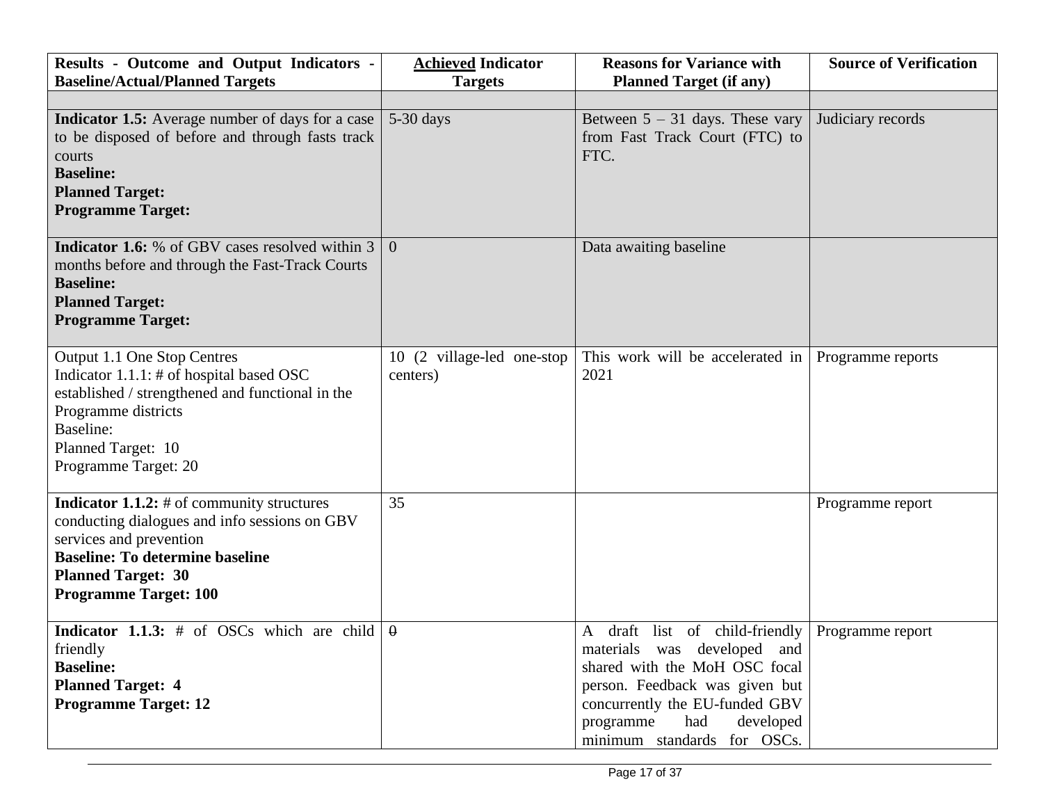| Results - Outcome and Output Indicators - Baseline/Actual/Planned Targets | **Achieved** Indicator Targets | Reasons for Variance with Planned Target (if any) | Source of Verification |
|---|---|---|---|
| | | | |
| **Indicator 1.5:** Average number of days for a case to be disposed of before and through fasts track courts<br>**Baseline:**<br>**Planned Target:**<br>**Programme Target:** | 5-30 days | Between 5 – 31 days. These vary from Fast Track Court (FTC) to FTC. | Judiciary records |
| **Indicator 1.6:** % of GBV cases resolved within 3 months before and through the Fast-Track Courts<br>**Baseline:**<br>**Planned Target:**<br>**Programme Target:** | 0 | Data awaiting baseline | |
| Output 1.1 One Stop Centres<br>Indicator 1.1.1: # of hospital based OSC established / strengthened and functional in the Programme districts<br>Baseline:<br>Planned Target: 10<br>Programme Target: 20 | 10 (2 village-led one-stop centers) | This work will be accelerated in 2021 | Programme reports |
| **Indicator 1.1.2:** # of community structures conducting dialogues and info sessions on GBV services and prevention<br>**Baseline: To determine baseline**<br>**Planned Target: 30**<br>**Programme Target: 100** | 35 | | Programme report |
| **Indicator 1.1.3:** # of OSCs which are child friendly<br>**Baseline:**<br>**Planned Target: 4**<br>**Programme Target: 12** | 0 | A draft list of child-friendly materials was developed and shared with the MoH OSC focal person. Feedback was given but concurrently the EU-funded GBV programme had developed minimum standards for OSCs. | Programme report |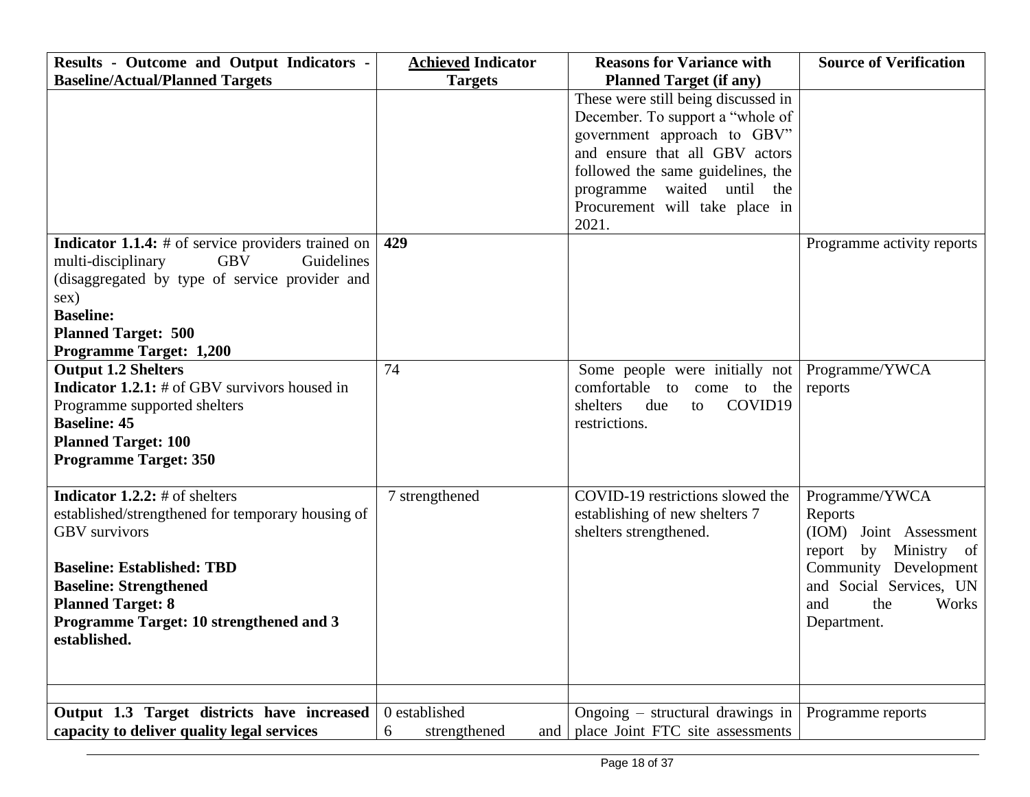| **Results - Outcome and Output Indicators - Baseline/Actual/Planned Targets** | **<u>Achieved</u> Indicator Targets** | **Reasons for Variance with Planned Target (if any)** | **Source of Verification** |
|---|---|---|---|
| | | These were still being discussed in December. To support a "whole of government approach to GBV" and ensure that all GBV actors followed the same guidelines, the programme waited until the Procurement will take place in 2021. | |
| **Indicator 1.1.4:** # of service providers trained on multi-disciplinary GBV Guidelines (disaggregated by type of service provider and sex)<br>**Baseline:**<br>**Planned Target: 500**<br>**Programme Target: 1,200** | **429** | | Programme activity reports |
| **Output 1.2 Shelters**<br>**Indicator 1.2.1:** # of GBV survivors housed in Programme supported shelters<br>**Baseline: 45**<br>**Planned Target: 100**<br>**Programme Target: 350** | 74 | Some people were initially not comfortable to come to the shelters due to COVID19 restrictions. | Programme/YWCA reports |
| **Indicator 1.2.2:** # of shelters established/strengthened for temporary housing of GBV survivors<br><br>**Baseline: Established: TBD**<br>**Baseline: Strengthened**<br>**Planned Target: 8**<br>**Programme Target: 10 strengthened and 3 established.** | 7 strengthened | COVID-19 restrictions slowed the establishing of new shelters 7 shelters strengthened. | Programme/YWCA Reports<br>(IOM) Joint Assessment report by Ministry of Community Development and Social Services, UN and the Works Department. |
| | | | |
| **Output 1.3 Target districts have increased capacity to deliver quality legal services** | 0 established<br>6 strengthened and | Ongoing – structural drawings in place Joint FTC site assessments | Programme reports |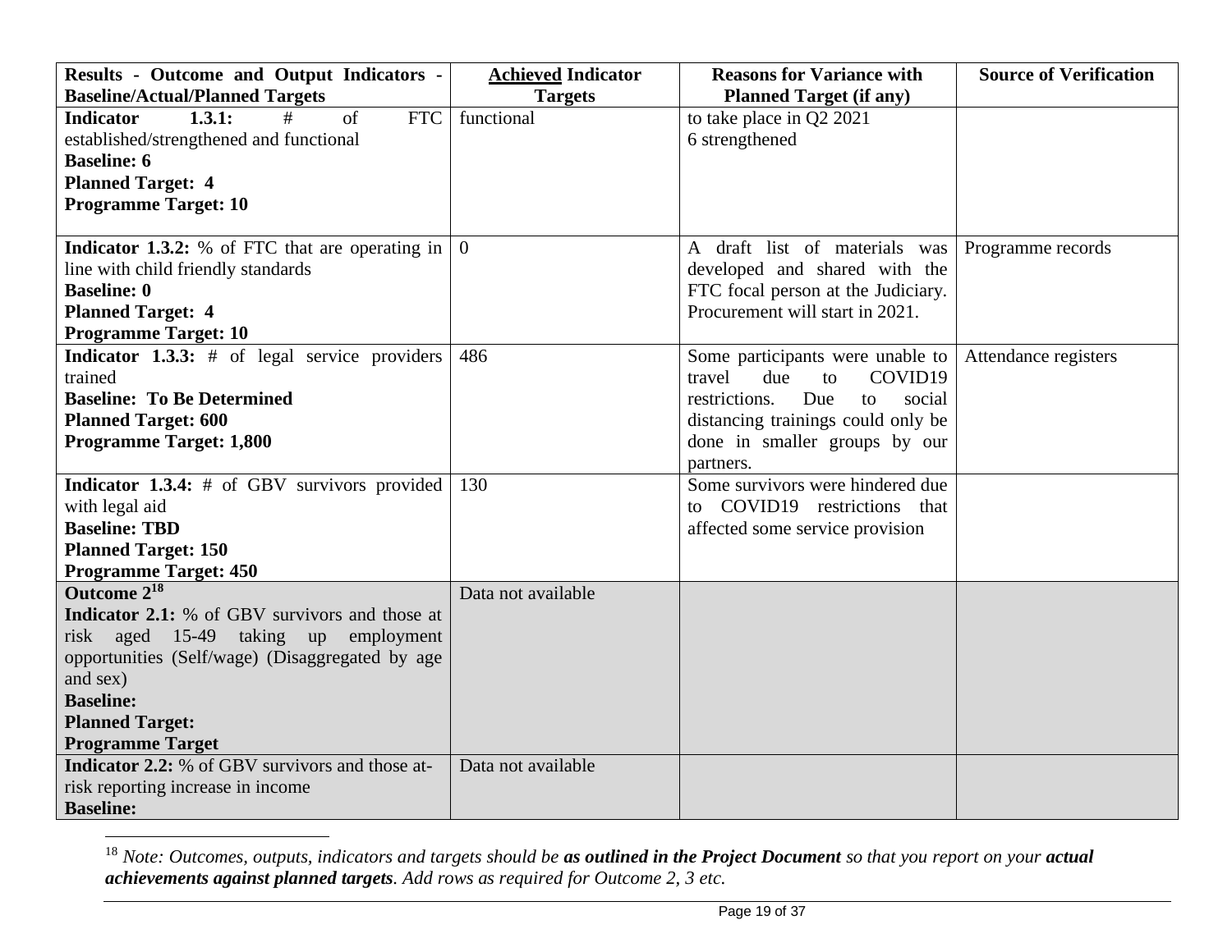| Results - Outcome and Output Indicators - Baseline/Actual/Planned Targets | <u>Achieved</u> Indicator Targets | Reasons for Variance with Planned Target (if any) | Source of Verification |
|---|---|---|---|
| **Indicator 1.3.1:** # of FTC established/strengthened and functional<br>**Baseline: 6**<br>**Planned Target: 4**<br>**Programme Target: 10** | functional | to take place in Q2 2021<br>6 strengthened | |
| **Indicator 1.3.2:** % of FTC that are operating in line with child friendly standards<br>**Baseline: 0**<br>**Planned Target: 4**<br>**Programme Target: 10** | 0 | A draft list of materials was developed and shared with the FTC focal person at the Judiciary. Procurement will start in 2021. | Programme records |
| **Indicator 1.3.3:** # of legal service providers trained<br>**Baseline: To Be Determined**<br>**Planned Target: 600**<br>**Programme Target: 1,800** | 486 | Some participants were unable to travel due to COVID19 restrictions. Due to social distancing trainings could only be done in smaller groups by our partners. | Attendance registers |
| **Indicator 1.3.4:** # of GBV survivors provided with legal aid<br>**Baseline: TBD**<br>**Planned Target: 150**<br>**Programme Target: 450** | 130 | Some survivors were hindered due to COVID19 restrictions that affected some service provision | |
| **Outcome 2**[18]<br>**Indicator 2.1:** % of GBV survivors and those at risk aged 15-49 taking up employment opportunities (Self/wage) (Disaggregated by age and sex)<br>**Baseline:**<br>**Planned Target:**<br>**Programme Target** | Data not available | | |
| **Indicator 2.2:** % of GBV survivors and those at-risk reporting increase in income<br>**Baseline:** | Data not available | | |

[18] *Note: Outcomes, outputs, indicators and targets should be **as outlined in the Project Document** so that you report on your **actual achievements against planned targets**. Add rows as required for Outcome 2, 3 etc.*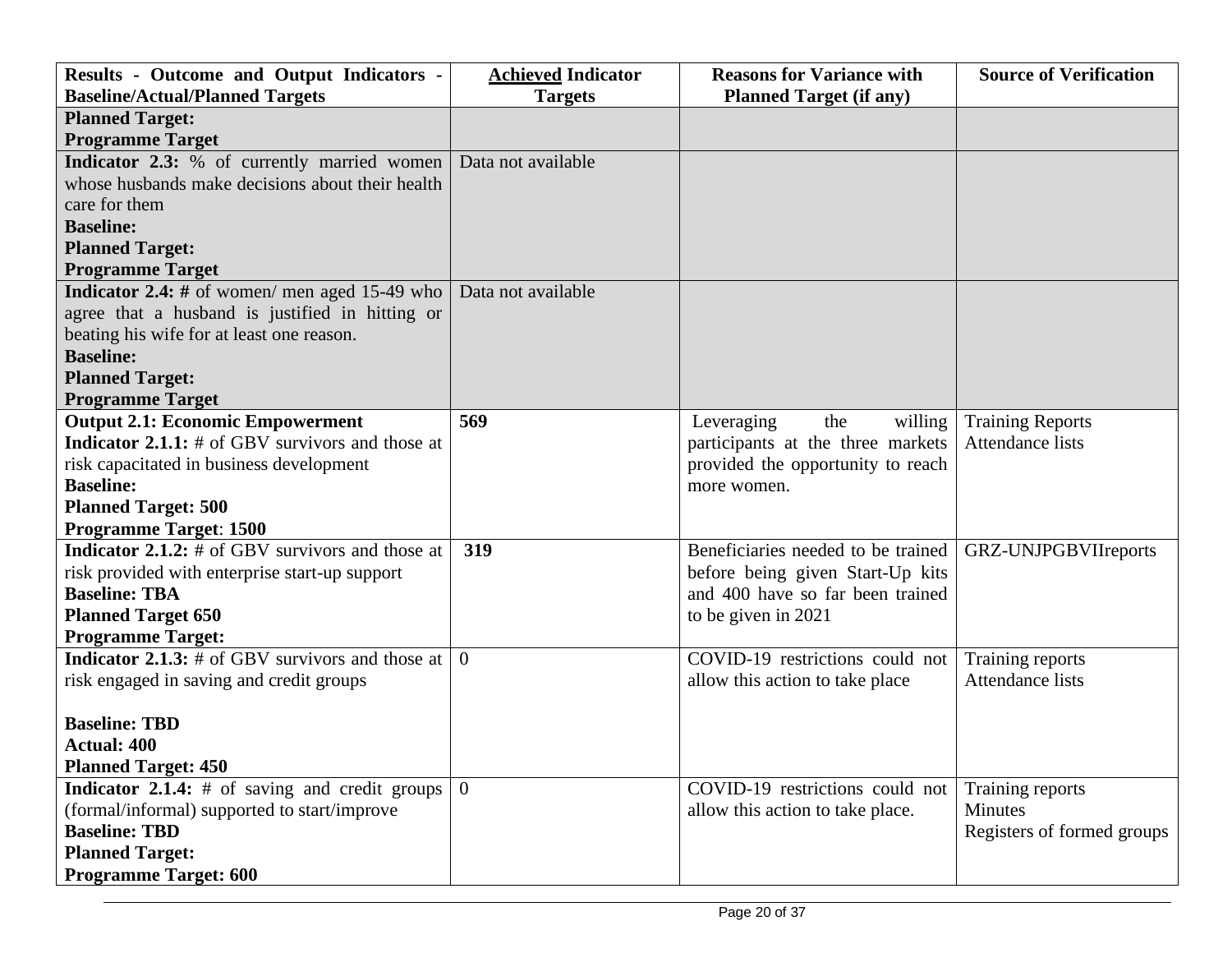| Results - Outcome and Output Indicators - Baseline/Actual/Planned Targets | **Achieved** Indicator Targets | Reasons for Variance with Planned Target (if any) | Source of Verification |
|---|---|---|---|
| **Planned Target:**<br>**Programme Target** | | | |
| **Indicator 2.3:** % of currently married women whose husbands make decisions about their health care for them<br>**Baseline:**<br>**Planned Target:**<br>**Programme Target** | Data not available | | |
| **Indicator 2.4: #** of women/ men aged 15-49 who agree that a husband is justified in hitting or beating his wife for at least one reason.<br>**Baseline:**<br>**Planned Target:**<br>**Programme Target** | Data not available | | |
| **Output 2.1: Economic Empowerment**<br>**Indicator 2.1.1:** # of GBV survivors and those at risk capacitated in business development<br>**Baseline:**<br>**Planned Target: 500**<br>**Programme Target**: **1500** | **569** | Leveraging the willing participants at the three markets provided the opportunity to reach more women. | Training Reports<br>Attendance lists |
| **Indicator 2.1.2:** # of GBV survivors and those at risk provided with enterprise start-up support<br>**Baseline: TBA**<br>**Planned Target 650**<br>**Programme Target:** | **319** | Beneficiaries needed to be trained before being given Start-Up kits and 400 have so far been trained to be given in 2021 | GRZ-UNJPGBVIIreports |
| **Indicator 2.1.3:** # of GBV survivors and those at risk engaged in saving and credit groups<br><br>**Baseline: TBD**<br>**Actual: 400**<br>**Planned Target: 450** | 0 | COVID-19 restrictions could not allow this action to take place | Training reports<br>Attendance lists |
| **Indicator 2.1.4:** # of saving and credit groups (formal/informal) supported to start/improve<br>**Baseline: TBD**<br>**Planned Target:**<br>**Programme Target: 600** | 0 | COVID-19 restrictions could not allow this action to take place. | Training reports<br>Minutes<br>Registers of formed groups |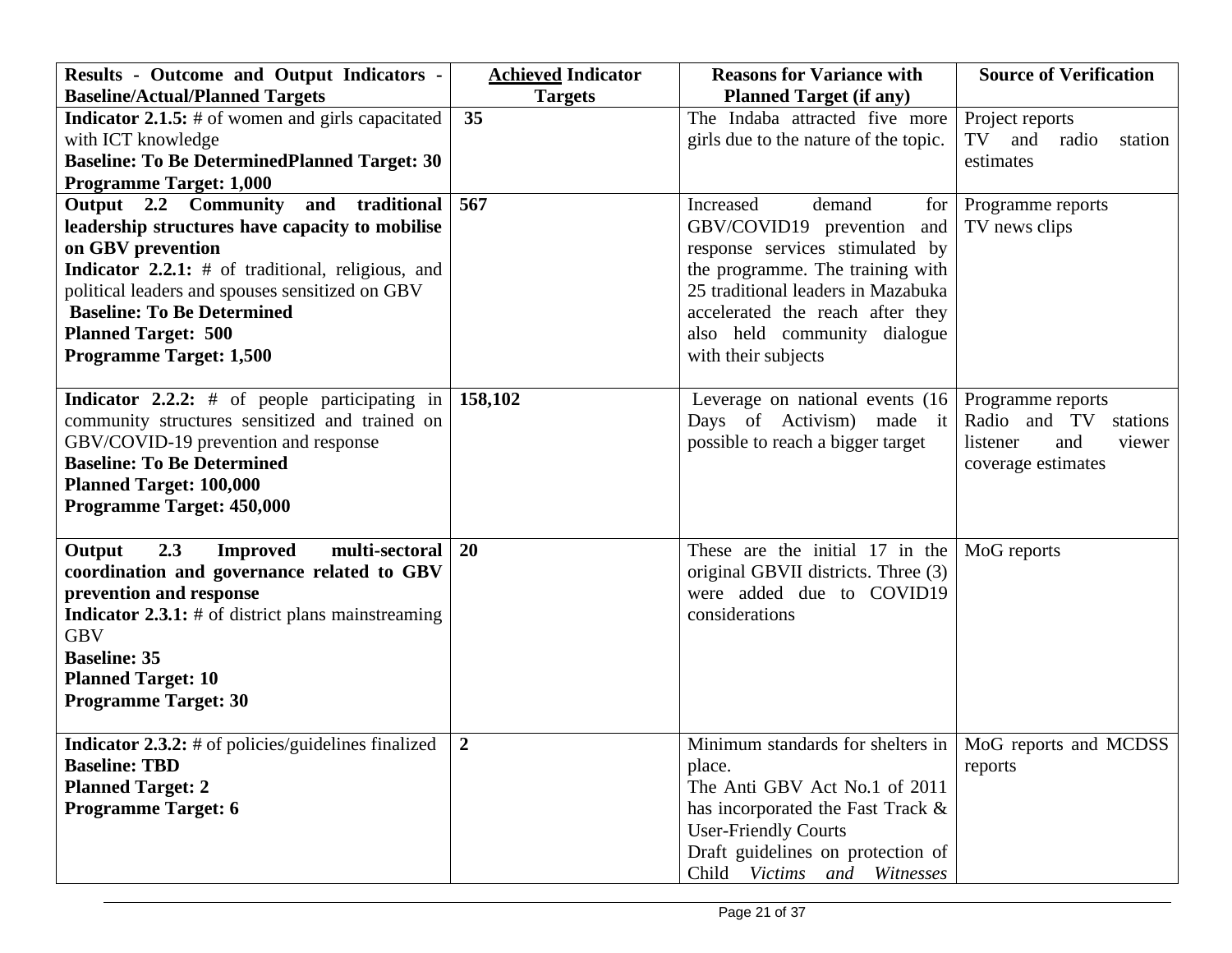| Results - Outcome and Output Indicators - Baseline/Actual/Planned Targets | **<u>Achieved</u> Indicator Targets** | Reasons for Variance with Planned Target (if any) | Source of Verification |
|---|---|---|---|
| **Indicator 2.1.5:** # of women and girls capacitated with ICT knowledge<br>**Baseline: To Be DeterminedPlanned Target: 30**<br>**Programme Target: 1,000** | **35** | The Indaba attracted five more girls due to the nature of the topic. | Project reports<br>TV and radio station estimates |
| **Output 2.2 Community and traditional leadership structures have capacity to mobilise on GBV prevention**<br>**Indicator 2.2.1:** # of traditional, religious, and political leaders and spouses sensitized on GBV<br>**Baseline: To Be Determined**<br>**Planned Target: 500**<br>**Programme Target: 1,500** | **567** | Increased demand for GBV/COVID19 prevention and response services stimulated by the programme. The training with 25 traditional leaders in Mazabuka accelerated the reach after they also held community dialogue with their subjects | Programme reports<br>TV news clips |
| **Indicator 2.2.2:** # of people participating in community structures sensitized and trained on GBV/COVID-19 prevention and response<br>**Baseline: To Be Determined**<br>**Planned Target: 100,000**<br>**Programme Target: 450,000** | **158,102** | Leverage on national events (16 Days of Activism) made it possible to reach a bigger target | Programme reports<br>Radio and TV stations listener and viewer coverage estimates |
| **Output 2.3 Improved multi-sectoral coordination and governance related to GBV prevention and response**<br>**Indicator 2.3.1:** # of district plans mainstreaming GBV<br>**Baseline: 35**<br>**Planned Target: 10**<br>**Programme Target: 30** | **20** | These are the initial 17 in the original GBVII districts. Three (3) were added due to COVID19 considerations | MoG reports |
| **Indicator 2.3.2:** # of policies/guidelines finalized<br>**Baseline: TBD**<br>**Planned Target: 2**<br>**Programme Target: 6** | **2** | Minimum standards for shelters in place.<br>The Anti GBV Act No.1 of 2011 has incorporated the Fast Track & User-Friendly Courts<br>Draft guidelines on protection of Child *Victims and Witnesses* | MoG reports and MCDSS reports |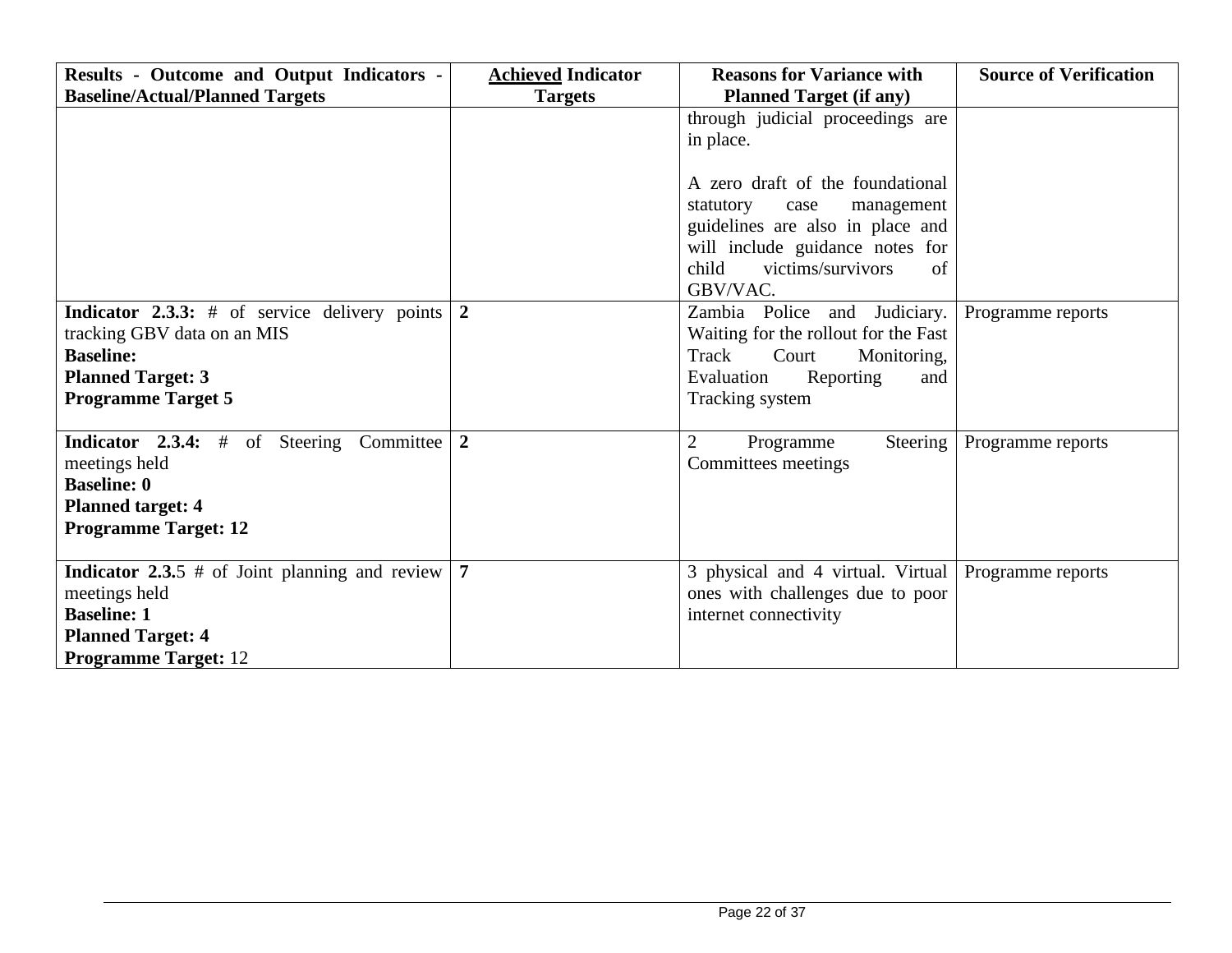| Results - Outcome and Output Indicators - Baseline/Actual/Planned Targets | **Achieved** Indicator Targets | Reasons for Variance with Planned Target (if any) | Source of Verification |
|---|---|---|---|
| | | through judicial proceedings are in place.<br><br>A zero draft of the foundational statutory case management guidelines are also in place and will include guidance notes for child victims/survivors of GBV/VAC. | |
| **Indicator 2.3.3:** # of service delivery points tracking GBV data on an MIS<br>**Baseline:**<br>**Planned Target: 3**<br>**Programme Target 5** | **2** | Zambia Police and Judiciary. Waiting for the rollout for the Fast Track Court Monitoring, Evaluation Reporting and Tracking system | Programme reports |
| **Indicator 2.3.4:** # of Steering Committee meetings held<br>**Baseline: 0**<br>**Planned target: 4**<br>**Programme Target: 12** | **2** | 2 Programme Steering Committees meetings | Programme reports |
| **Indicator 2.3.**5 # of Joint planning and review meetings held<br>**Baseline: 1**<br>**Planned Target: 4**<br>**Programme Target:** 12 | **7** | 3 physical and 4 virtual. Virtual ones with challenges due to poor internet connectivity | Programme reports |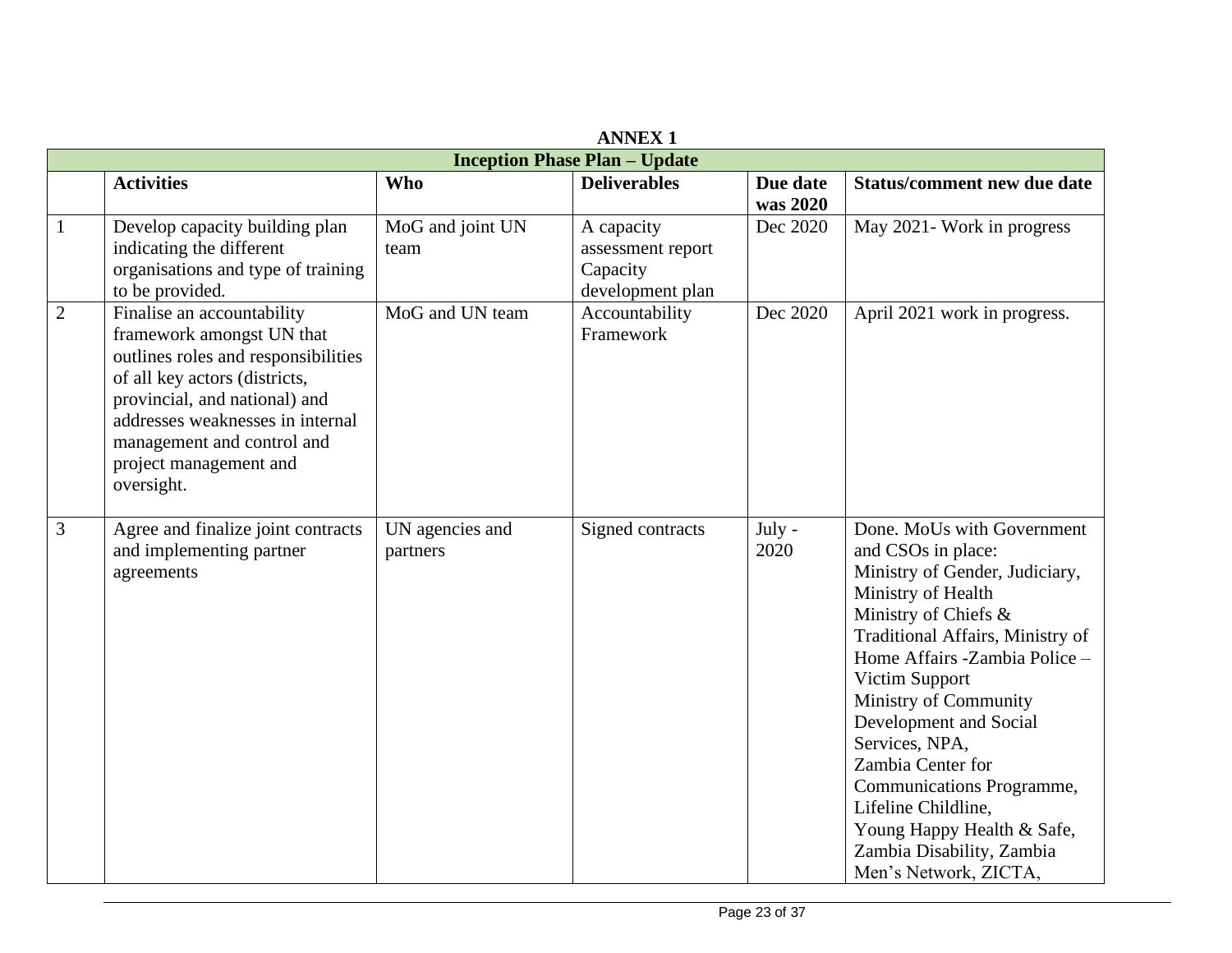**ANNEX 1**

| Inception Phase Plan – Update | | | | | |
|---|---|---|---|---|---|
| | **Activities** | **Who** | **Deliverables** | **Due date was 2020** | **Status/comment new due date** |
| 1 | Develop capacity building plan indicating the different organisations and type of training to be provided. | MoG and joint UN team | A capacity assessment report Capacity development plan | Dec 2020 | May 2021- Work in progress |
| 2 | Finalise an accountability framework amongst UN that outlines roles and responsibilities of all key actors (districts, provincial, and national) and addresses weaknesses in internal management and control and project management and oversight. | MoG and UN team | Accountability Framework | Dec 2020 | April 2021 work in progress. |
| 3 | Agree and finalize joint contracts and implementing partner agreements | UN agencies and partners | Signed contracts | July - 2020 | Done. MoUs with Government and CSOs in place: Ministry of Gender, Judiciary, Ministry of Health Ministry of Chiefs & Traditional Affairs, Ministry of Home Affairs -Zambia Police – Victim Support Ministry of Community Development and Social Services, NPA, Zambia Center for Communications Programme, Lifeline Childline, Young Happy Health & Safe, Zambia Disability, Zambia Men's Network, ZICTA, |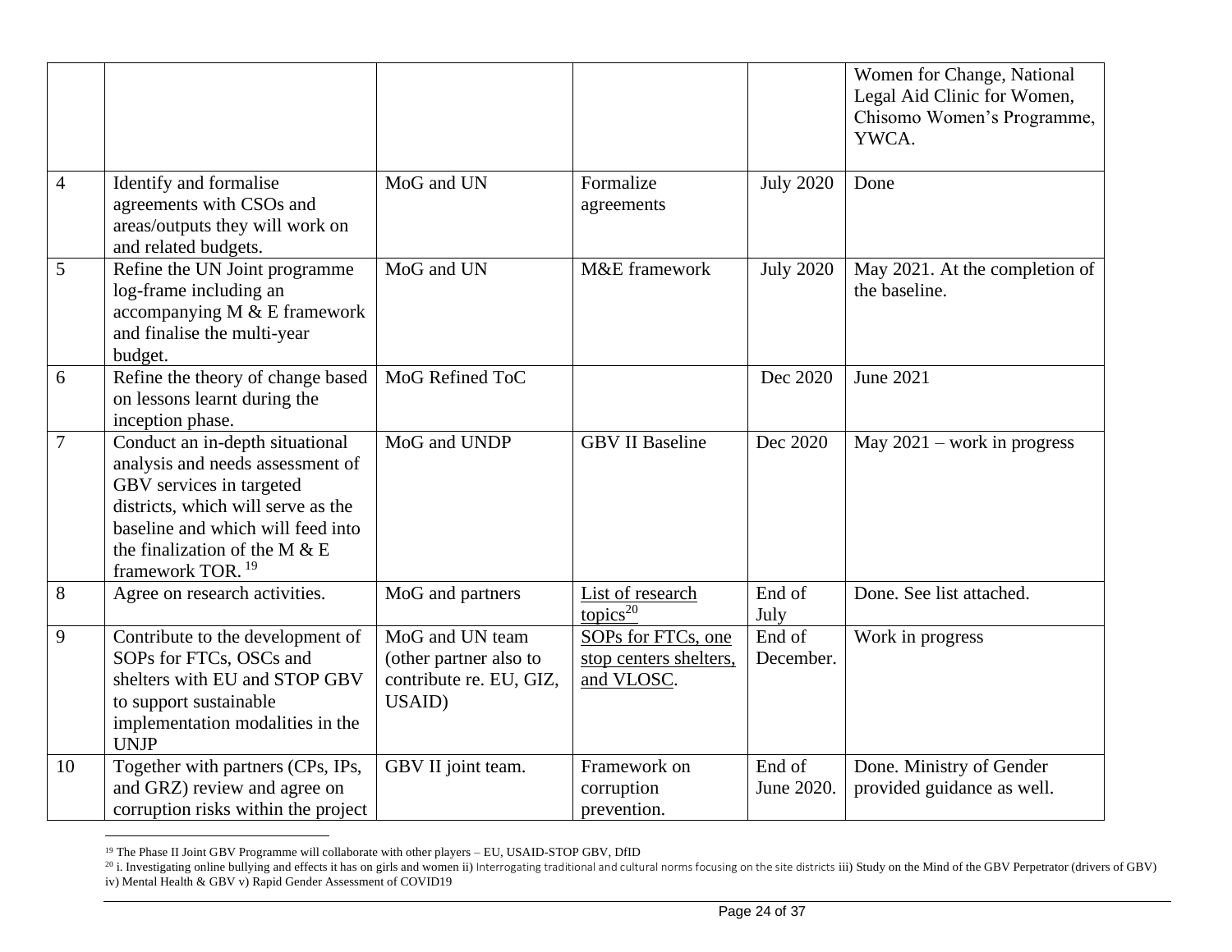| | | | | | |
|---|---|---|---|---|---|
| | | | | | Women for Change, National Legal Aid Clinic for Women, Chisomo Women's Programme, YWCA. |
| 4 | Identify and formalise agreements with CSOs and areas/outputs they will work on and related budgets. | MoG and UN | Formalize agreements | July 2020 | Done |
| 5 | Refine the UN Joint programme log-frame including an accompanying M & E framework and finalise the multi-year budget. | MoG and UN | M&E framework | July 2020 | May 2021. At the completion of the baseline. |
| 6 | Refine the theory of change based on lessons learnt during the inception phase. | MoG Refined ToC | | Dec 2020 | June 2021 |
| 7 | Conduct an in-depth situational analysis and needs assessment of GBV services in targeted districts, which will serve as the baseline and which will feed into the finalization of the M & E framework TOR. [19] | MoG and UNDP | GBV II Baseline | Dec 2020 | May 2021 – work in progress |
| 8 | Agree on research activities. | MoG and partners | List of research topics[20] | End of July | Done. See list attached. |
| 9 | Contribute to the development of SOPs for FTCs, OSCs and shelters with EU and STOP GBV to support sustainable implementation modalities in the UNJP | MoG and UN team (other partner also to contribute re. EU, GIZ, USAID) | SOPs for FTCs, one stop centers shelters, and VLOSC. | End of December. | Work in progress |
| 10 | Together with partners (CPs, IPs, and GRZ) review and agree on corruption risks within the project | GBV II joint team. | Framework on corruption prevention. | End of June 2020. | Done. Ministry of Gender provided guidance as well. |

[19] The Phase II Joint GBV Programme will collaborate with other players – EU, USAID-STOP GBV, DfID

[20] i. Investigating online bullying and effects it has on girls and women ii) Interrogating traditional and cultural norms focusing on the site districts iii) Study on the Mind of the GBV Perpetrator (drivers of GBV) iv) Mental Health & GBV v) Rapid Gender Assessment of COVID19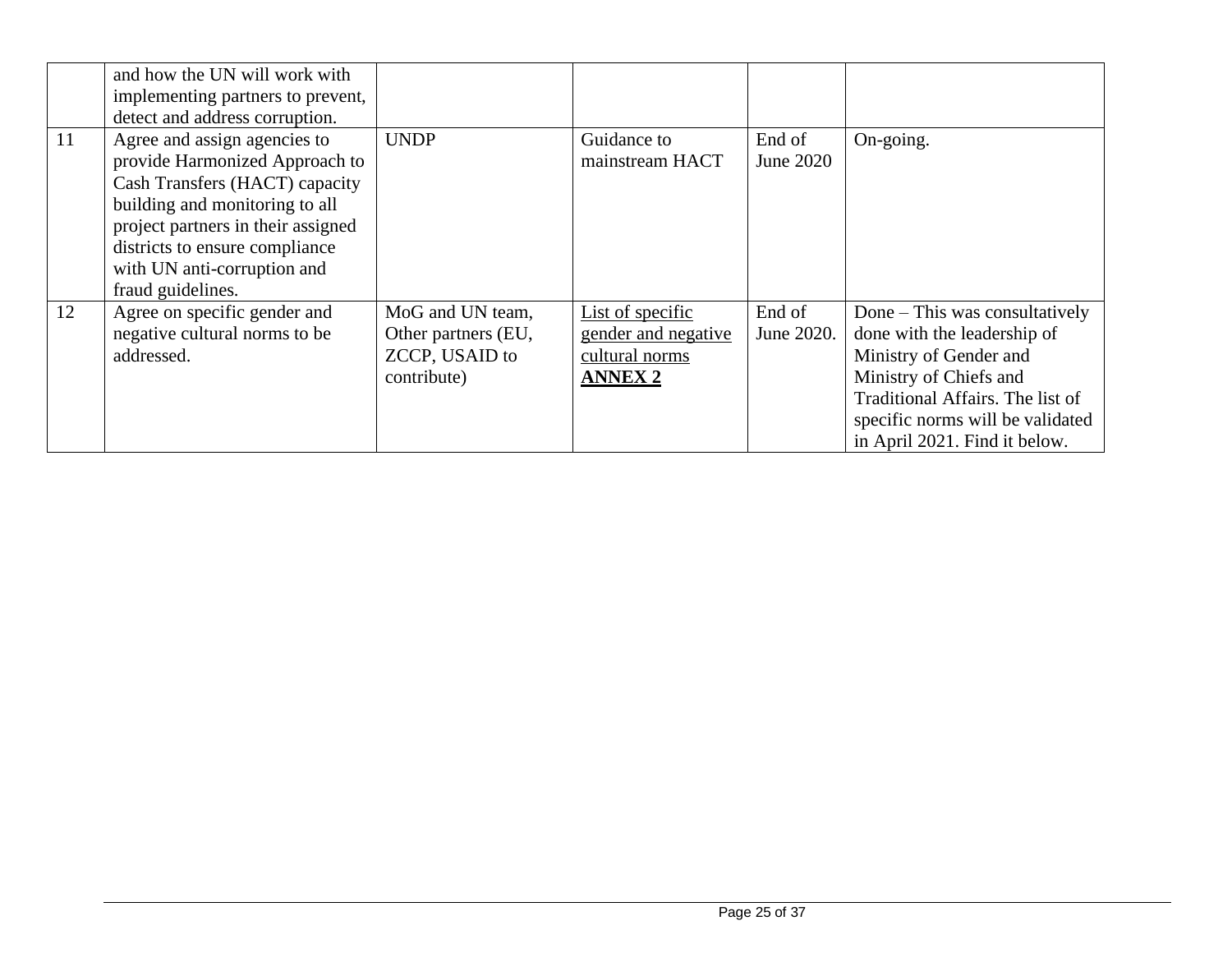| | | | | | |
|---|---|---|---|---|---|
| | and how the UN will work with implementing partners to prevent, detect and address corruption. | | | | |
| 11 | Agree and assign agencies to provide Harmonized Approach to Cash Transfers (HACT) capacity building and monitoring to all project partners in their assigned districts to ensure compliance with UN anti-corruption and fraud guidelines. | UNDP | Guidance to mainstream HACT | End of June 2020 | On-going. |
| 12 | Agree on specific gender and negative cultural norms to be addressed. | MoG and UN team, Other partners (EU, ZCCP, USAID to contribute) | List of specific gender and negative cultural norms **ANNEX 2** | End of June 2020. | Done – This was consultatively done with the leadership of Ministry of Gender and Ministry of Chiefs and Traditional Affairs. The list of specific norms will be validated in April 2021. Find it below. |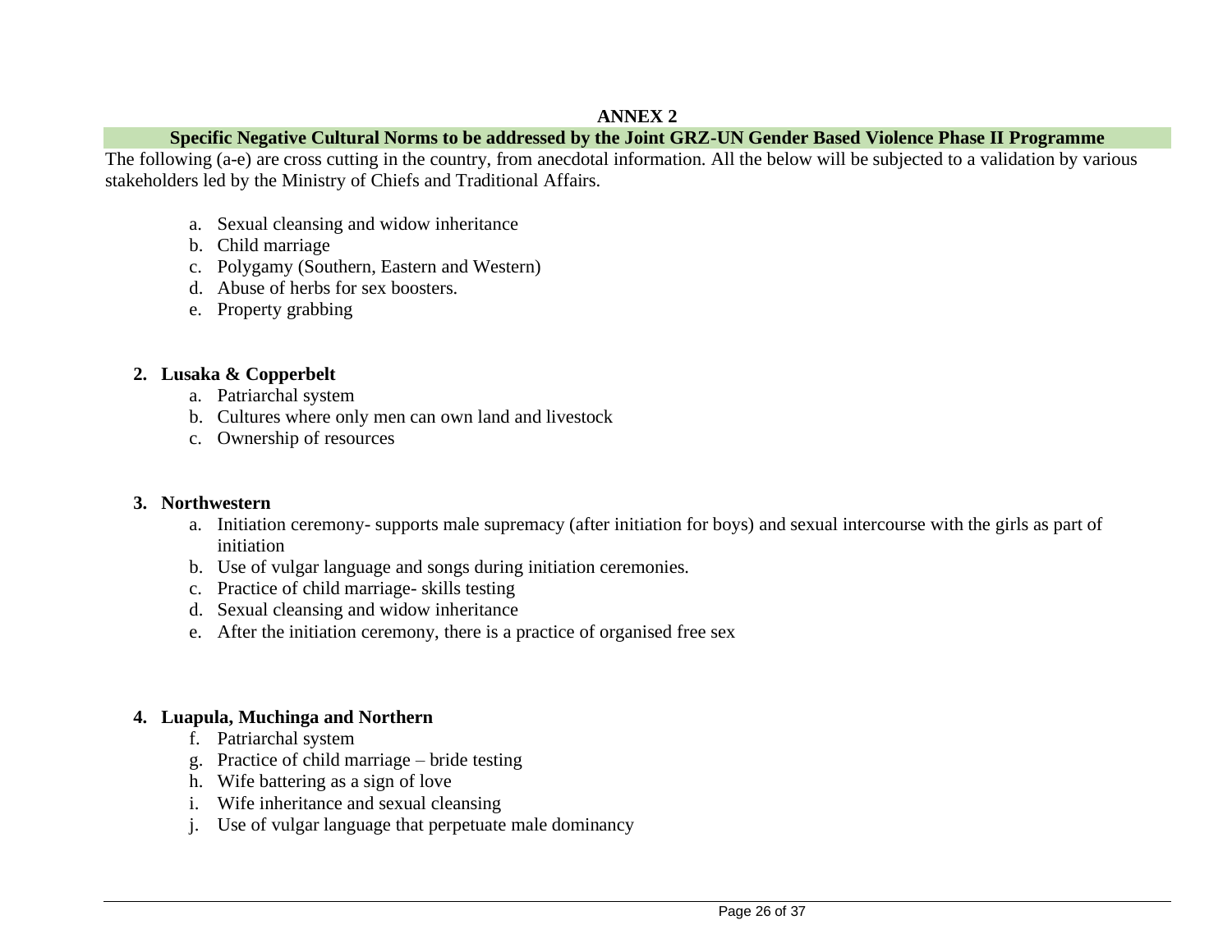**ANNEX 2**

**Specific Negative Cultural Norms to be addressed by the Joint GRZ-UN Gender Based Violence Phase II Programme**

The following (a-e) are cross cutting in the country, from anecdotal information. All the below will be subjected to a validation by various stakeholders led by the Ministry of Chiefs and Traditional Affairs.

a. Sexual cleansing and widow inheritance
b. Child marriage
c. Polygamy (Southern, Eastern and Western)
d. Abuse of herbs for sex boosters.
e. Property grabbing

**2. Lusaka & Copperbelt**

a. Patriarchal system
b. Cultures where only men can own land and livestock
c. Ownership of resources

**3. Northwestern**

a. Initiation ceremony- supports male supremacy (after initiation for boys) and sexual intercourse with the girls as part of initiation
b. Use of vulgar language and songs during initiation ceremonies.
c. Practice of child marriage- skills testing
d. Sexual cleansing and widow inheritance
e. After the initiation ceremony, there is a practice of organised free sex

**4. Luapula, Muchinga and Northern**

f. Patriarchal system
g. Practice of child marriage – bride testing
h. Wife battering as a sign of love
i. Wife inheritance and sexual cleansing
j. Use of vulgar language that perpetuate male dominancy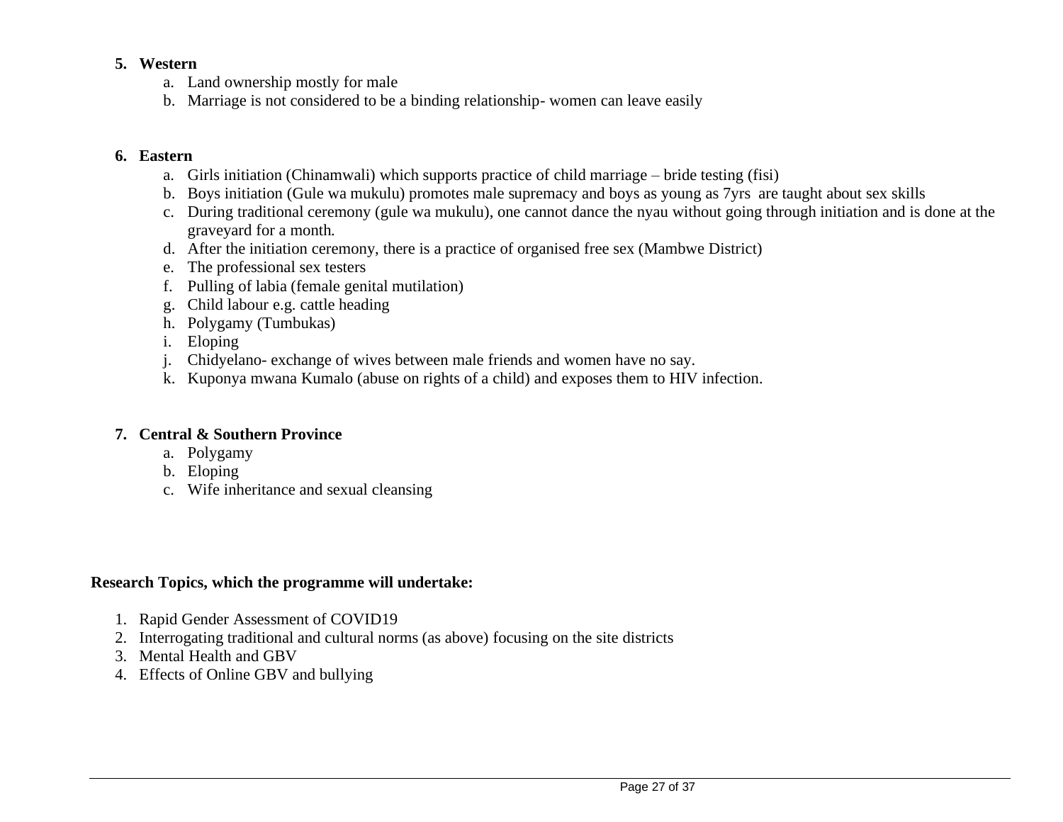5. **Western**
    a. Land ownership mostly for male
    b. Marriage is not considered to be a binding relationship- women can leave easily

6. **Eastern**
    a. Girls initiation (Chinamwali) which supports practice of child marriage – bride testing (fisi)
    b. Boys initiation (Gule wa mukulu) promotes male supremacy and boys as young as 7yrs are taught about sex skills
    c. During traditional ceremony (gule wa mukulu), one cannot dance the nyau without going through initiation and is done at the graveyard for a month.
    d. After the initiation ceremony, there is a practice of organised free sex (Mambwe District)
    e. The professional sex testers
    f. Pulling of labia (female genital mutilation)
    g. Child labour e.g. cattle heading
    h. Polygamy (Tumbukas)
    i. Eloping
    j. Chidyelano- exchange of wives between male friends and women have no say.
    k. Kuponya mwana Kumalo (abuse on rights of a child) and exposes them to HIV infection.

7. **Central & Southern Province**
    a. Polygamy
    b. Eloping
    c. Wife inheritance and sexual cleansing

**Research Topics, which the programme will undertake:**

1. Rapid Gender Assessment of COVID19
2. Interrogating traditional and cultural norms (as above) focusing on the site districts
3. Mental Health and GBV
4. Effects of Online GBV and bullying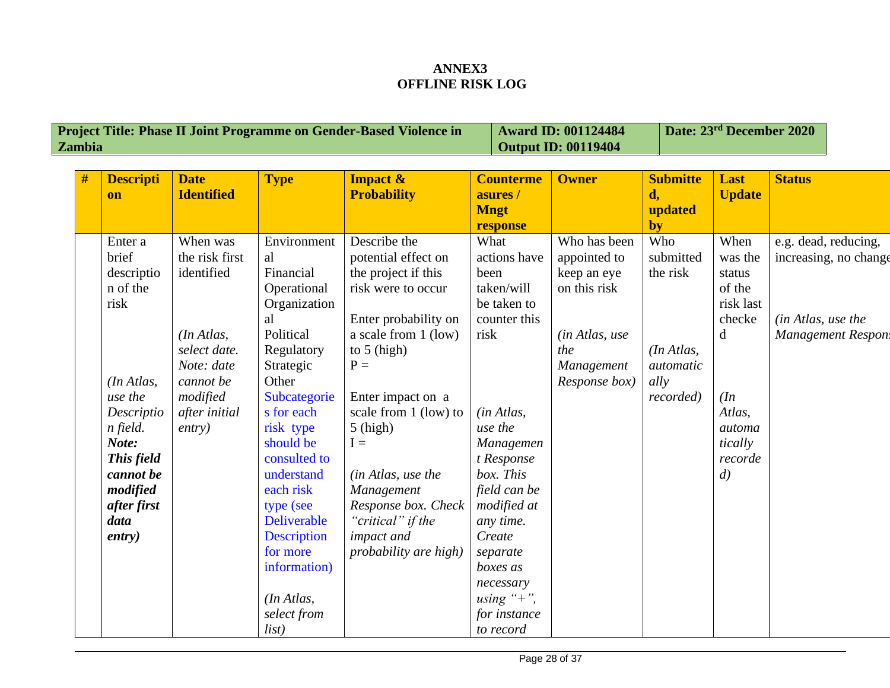**ANNEX3**
**OFFLINE RISK LOG**

| **Project Title: Phase II Joint Programme on Gender-Based Violence in Zambia** | **Award ID: 001124484 Output ID: 00119404** | **Date: 23rd December 2020** |
|---|---|---|

| **#** | **Description** | **Date Identified** | **Type** | **Impact & Probability** | **Countermeasures / Mngt response** | **Owner** | **Submitted, updated by** | **Last Update** | **Status** |
|---|---|---|---|---|---|---|---|---|---|
| | Enter a brief description of the risk<br><br>*(In Atlas, use the Description field. **Note: This field cannot be modified after first data entry)*** | When was the risk first identified<br><br>*(In Atlas, select date. Note: date cannot be modified after initial entry)* | Environmental<br>Financial<br>Operational<br>Organizational<br>Political<br>Regulatory<br>Strategic<br>Other<br>Subcategories for each risk type should be consulted to understand each risk type (see Deliverable Description for more information)<br><br>*(In Atlas, select from list)* | Describe the potential effect on the project if this risk were to occur<br><br>Enter probability on a scale from 1 (low) to 5 (high)<br>P =<br><br>Enter impact on a scale from 1 (low) to 5 (high)<br>I =<br><br>*(in Atlas, use the Management Response box. Check "critical" if the impact and probability are high)* | What actions have been taken/will be taken to counter this risk<br><br>*(in Atlas, use the Management Response box. This field can be modified at any time. Create separate boxes as necessary using "+", for instance to record* | Who has been appointed to keep an eye on this risk<br><br>*(in Atlas, use the Management Response box)* | Who submitted the risk<br><br>*(In Atlas, automatically recorded)* | When was the status of the risk last checked<br><br>*(In Atlas, automatically recorded)* | e.g. dead, reducing, increasing, no change<br><br>*(in Atlas, use the Management Respons* |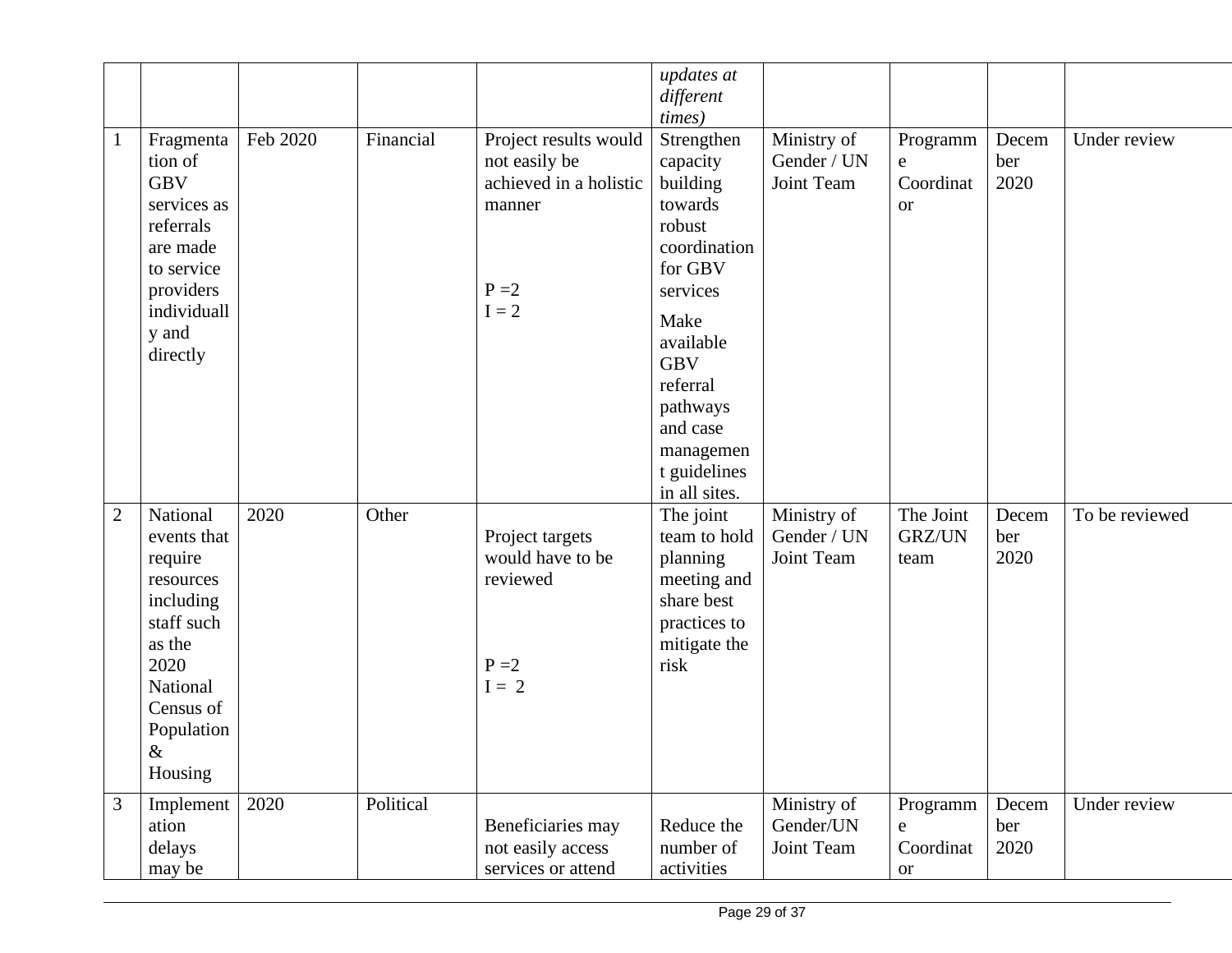| | | | | | *updates at different times)* | | | | |
|---|---|---|---|---|---|---|---|---|---|
| 1 | Fragmentation of GBV services as referrals are made to service providers individually and directly | Feb 2020 | Financial | Project results would not easily be achieved in a holistic manner<br><br>P =2<br>I = 2 | Strengthen capacity building towards robust coordination for GBV services<br><br>Make available GBV referral pathways and case management guidelines in all sites. | Ministry of Gender / UN Joint Team | Programme Coordinator | December 2020 | Under review |
| 2 | National events that require resources including staff such as the 2020 National Census of Population & Housing | 2020 | Other | Project targets would have to be reviewed<br><br>P =2<br>I = 2 | The joint team to hold planning meeting and share best practices to mitigate the risk | Ministry of Gender / UN Joint Team | The Joint GRZ/UN team | December 2020 | To be reviewed |
| 3 | Implementation delays may be | 2020 | Political | Beneficiaries may not easily access services or attend | Reduce the number of activities | Ministry of Gender/UN Joint Team | Programme Coordinator | December 2020 | Under review |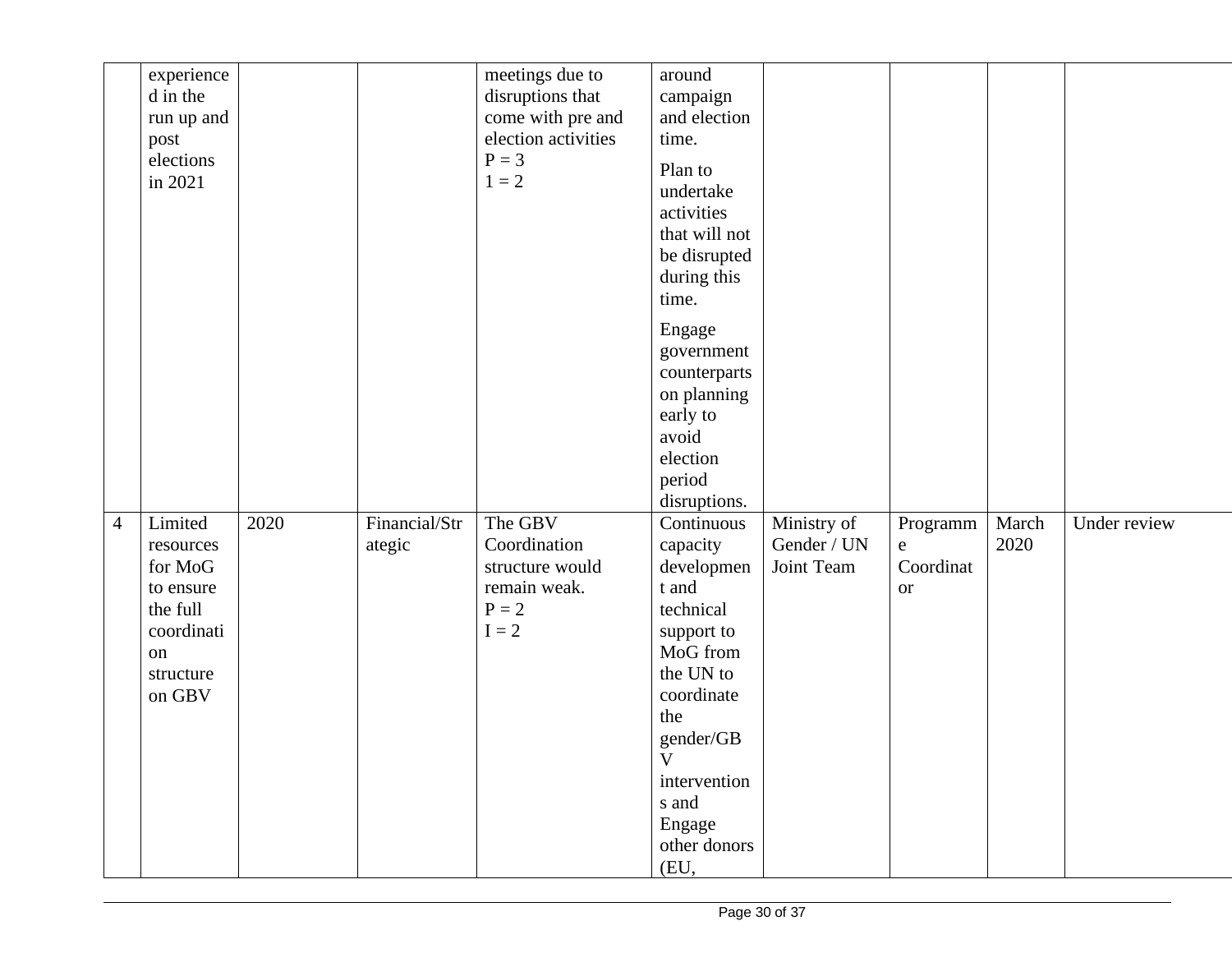| | | | | | | | | | |
|---|---|---|---|---|---|---|---|---|---|
| | experienced in the run up and post elections in 2021 | | | meetings due to disruptions that come with pre and election activities P = 3 1 = 2 | around campaign and election time. Plan to undertake activities that will not be disrupted during this time. Engage government counterparts on planning early to avoid election period disruptions. | | | | |
| 4 | Limited resources for MoG to ensure the full coordination structure on GBV | 2020 | Financial/Strategic | The GBV Coordination structure would remain weak. P = 2 I = 2 | Continuous capacity development and technical support to MoG from the UN to coordinate the gender/GBV interventions and Engage other donors (EU, | Ministry of Gender / UN Joint Team | Programme Coordinator | March 2020 | Under review |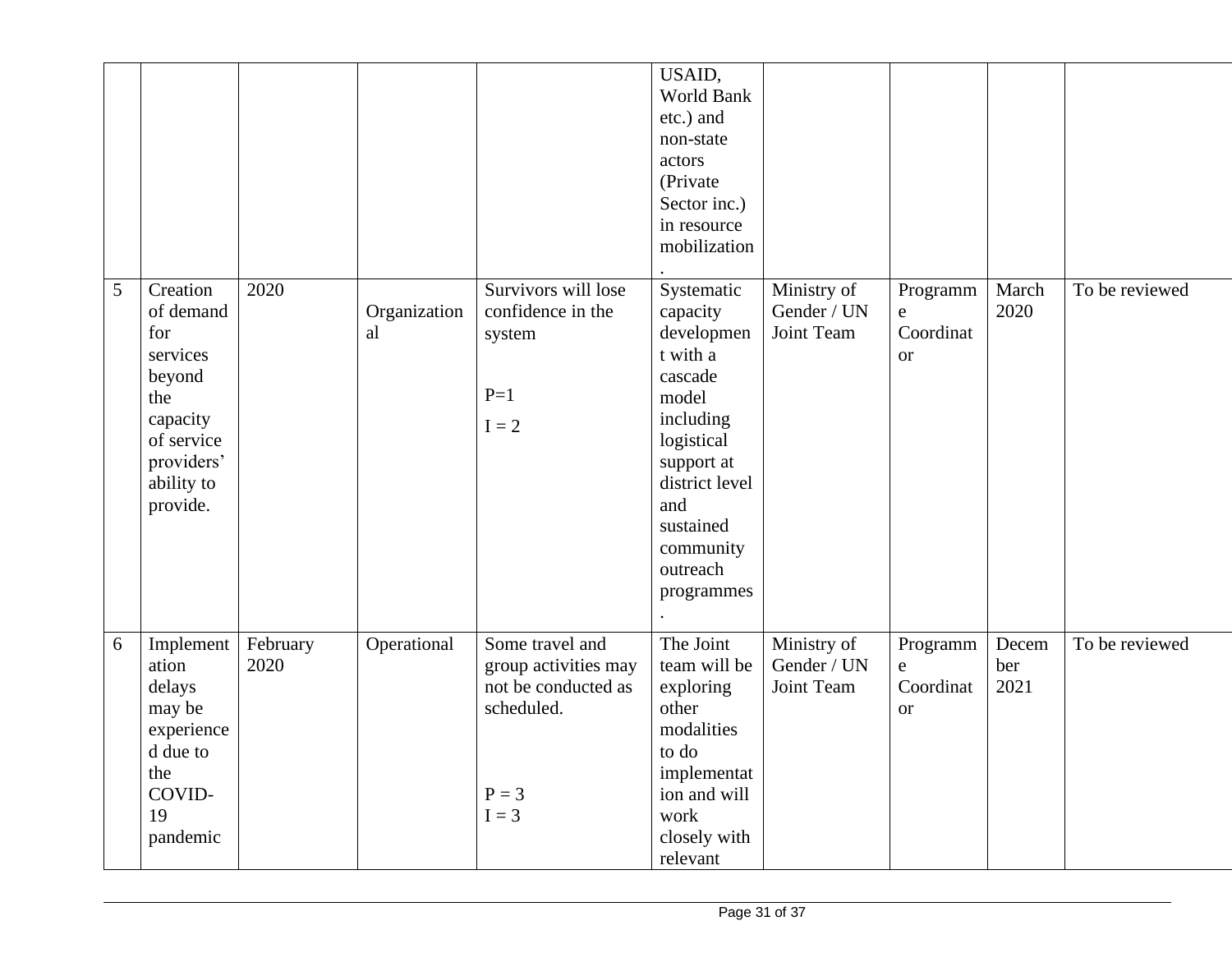| | | | | | | | | | |
|---|---|---|---|---|---|---|---|---|---|
| | | | | | USAID, World Bank etc.) and non-state actors (Private Sector inc.) in resource mobilization. | | | | |
| 5 | Creation of demand for services beyond the capacity of service providers' ability to provide. | 2020 | Organizational | Survivors will lose confidence in the system<br><br>P=1<br>I = 2 | Systematic capacity development with a cascade model including logistical support at district level and sustained community outreach programmes. | Ministry of Gender / UN Joint Team | Programme Coordinator | March 2020 | To be reviewed |
| 6 | Implementation delays may be experienced due to the COVID-19 pandemic | February 2020 | Operational | Some travel and group activities may not be conducted as scheduled.<br><br>P = 3<br>I = 3 | The Joint team will be exploring other modalities to do implementation and will work closely with relevant | Ministry of Gender / UN Joint Team | Programme Coordinator | December 2021 | To be reviewed |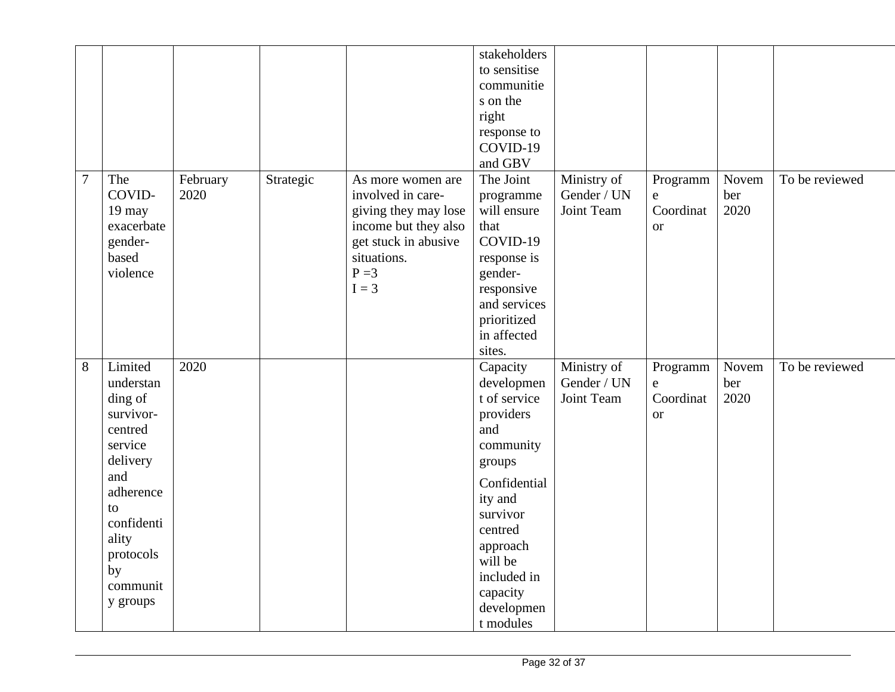| | | | | | | | | | |
|---|---|---|---|---|---|---|---|---|---|
| | | | | | stakeholders to sensitise communities on the right response to COVID-19 and GBV | | | | |
| 7 | The COVID-19 may exacerbate gender-based violence | February 2020 | Strategic | As more women are involved in care-giving they may lose income but they also get stuck in abusive situations.<br>P =3<br>I = 3 | The Joint programme will ensure that COVID-19 response is gender-responsive and services prioritized in affected sites. | Ministry of Gender / UN Joint Team | Programme Coordinator | November 2020 | To be reviewed |
| 8 | Limited understanding of survivor-centred service delivery and adherence to confidentiality protocols by community groups | 2020 | | | Capacity development of service providers and community groups<br>Confidentiality and survivor centred approach will be included in capacity development modules | Ministry of Gender / UN Joint Team | Programme Coordinator | November 2020 | To be reviewed |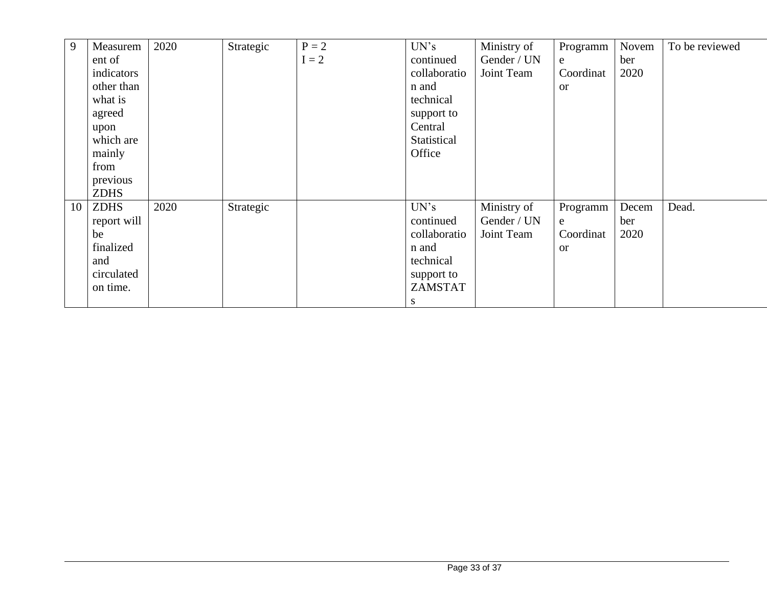| 9 | Measurement of indicators other than what is agreed upon which are mainly from previous ZDHS | 2020 | Strategic | P = 2<br>I = 2 | UN's continued collaboration and technical support to Central Statistical Office | Ministry of Gender / UN Joint Team | Programme Coordinator | November 2020 | To be reviewed |
|---|---|---|---|---|---|---|---|---|---|
| 10 | ZDHS report will be finalized and circulated on time. | 2020 | Strategic | | UN's continued collaboration and technical support to ZAMSTATs | Ministry of Gender / UN Joint Team | Programme Coordinator | December 2020 | Dead. |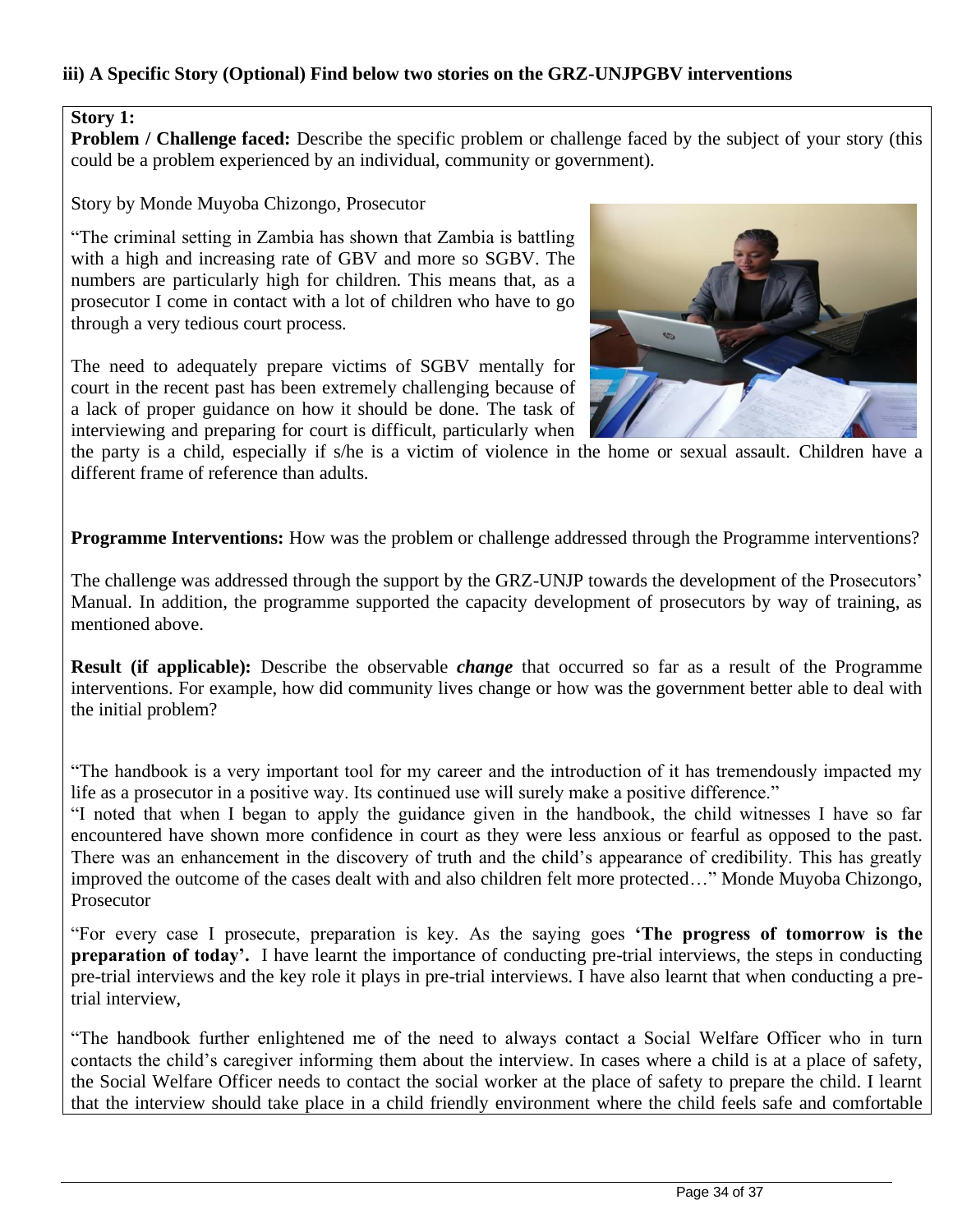**iii) A Specific Story (Optional) Find below two stories on the GRZ-UNJPGBV interventions**

**Story 1:**

**Problem / Challenge faced:** Describe the specific problem or challenge faced by the subject of your story (this could be a problem experienced by an individual, community or government).

Story by Monde Muyoba Chizongo, Prosecutor

"The criminal setting in Zambia has shown that Zambia is battling with a high and increasing rate of GBV and more so SGBV. The numbers are particularly high for children. This means that, as a prosecutor I come in contact with a lot of children who have to go through a very tedious court process.

The need to adequately prepare victims of SGBV mentally for court in the recent past has been extremely challenging because of a lack of proper guidance on how it should be done. The task of interviewing and preparing for court is difficult, particularly when the party is a child, especially if s/he is a victim of violence in the home or sexual assault. Children have a different frame of reference than adults.

**Programme Interventions:** How was the problem or challenge addressed through the Programme interventions?

The challenge was addressed through the support by the GRZ-UNJP towards the development of the Prosecutors' Manual. In addition, the programme supported the capacity development of prosecutors by way of training, as mentioned above.

**Result (if applicable):** Describe the observable ***change*** that occurred so far as a result of the Programme interventions. For example, how did community lives change or how was the government better able to deal with the initial problem?

"The handbook is a very important tool for my career and the introduction of it has tremendously impacted my life as a prosecutor in a positive way. Its continued use will surely make a positive difference."

"I noted that when I began to apply the guidance given in the handbook, the child witnesses I have so far encountered have shown more confidence in court as they were less anxious or fearful as opposed to the past. There was an enhancement in the discovery of truth and the child's appearance of credibility. This has greatly improved the outcome of the cases dealt with and also children felt more protected…" Monde Muyoba Chizongo, Prosecutor

"For every case I prosecute, preparation is key. As the saying goes **'The progress of tomorrow is the preparation of today'.** I have learnt the importance of conducting pre-trial interviews, the steps in conducting pre-trial interviews and the key role it plays in pre-trial interviews. I have also learnt that when conducting a pre-trial interview,

"The handbook further enlightened me of the need to always contact a Social Welfare Officer who in turn contacts the child's caregiver informing them about the interview. In cases where a child is at a place of safety, the Social Welfare Officer needs to contact the social worker at the place of safety to prepare the child. I learnt that the interview should take place in a child friendly environment where the child feels safe and comfortable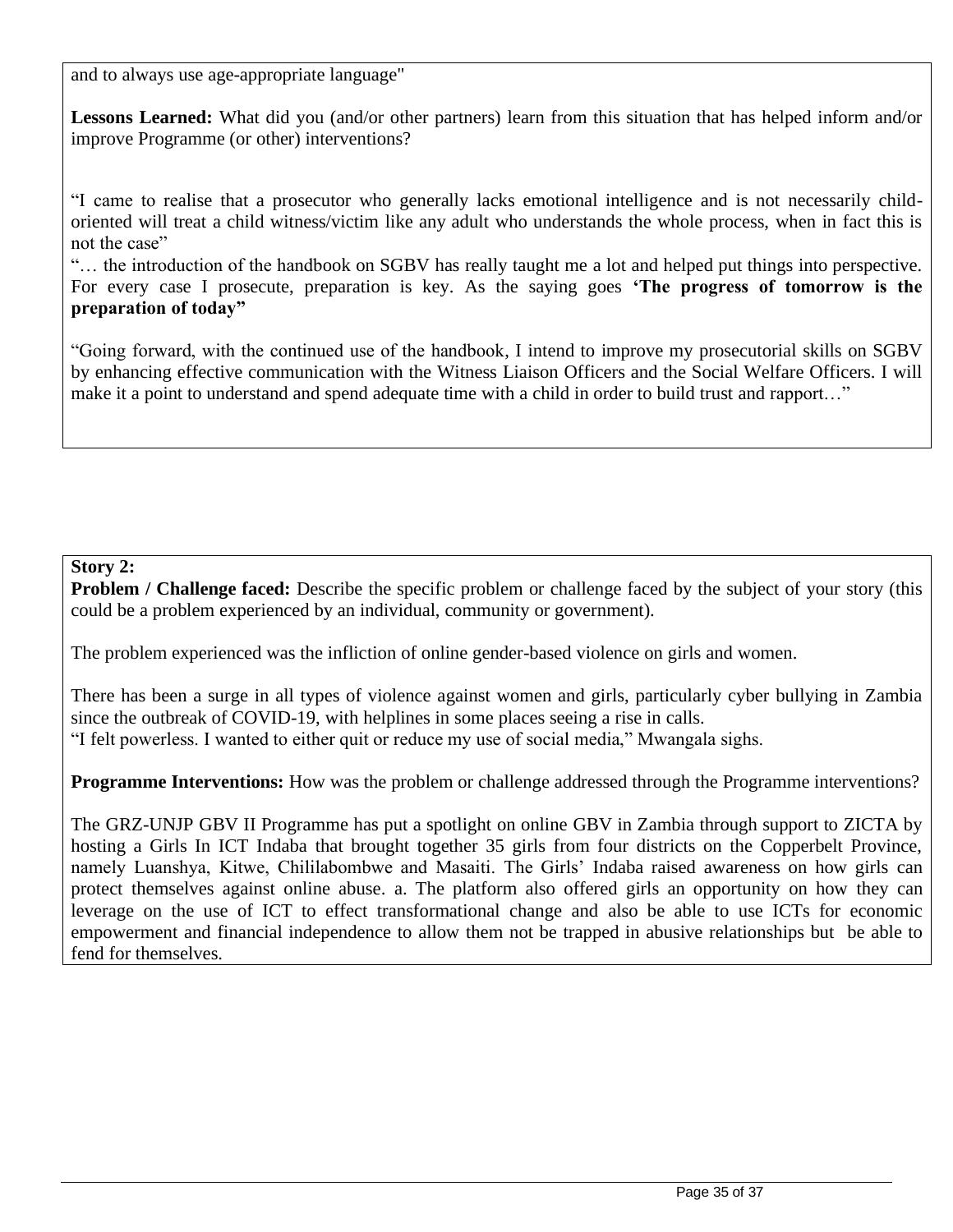and to always use age-appropriate language"

**Lessons Learned:** What did you (and/or other partners) learn from this situation that has helped inform and/or improve Programme (or other) interventions?

"I came to realise that a prosecutor who generally lacks emotional intelligence and is not necessarily child-oriented will treat a child witness/victim like any adult who understands the whole process, when in fact this is not the case"

"… the introduction of the handbook on SGBV has really taught me a lot and helped put things into perspective. For every case I prosecute, preparation is key. As the saying goes **'The progress of tomorrow is the preparation of today"**

"Going forward, with the continued use of the handbook, I intend to improve my prosecutorial skills on SGBV by enhancing effective communication with the Witness Liaison Officers and the Social Welfare Officers. I will make it a point to understand and spend adequate time with a child in order to build trust and rapport…"

**Story 2:**

**Problem / Challenge faced:** Describe the specific problem or challenge faced by the subject of your story (this could be a problem experienced by an individual, community or government).

The problem experienced was the infliction of online gender-based violence on girls and women.

There has been a surge in all types of violence against women and girls, particularly cyber bullying in Zambia since the outbreak of COVID-19, with helplines in some places seeing a rise in calls.
"I felt powerless. I wanted to either quit or reduce my use of social media," Mwangala sighs.

**Programme Interventions:** How was the problem or challenge addressed through the Programme interventions?

The GRZ-UNJP GBV II Programme has put a spotlight on online GBV in Zambia through support to ZICTA by hosting a Girls In ICT Indaba that brought together 35 girls from four districts on the Copperbelt Province, namely Luanshya, Kitwe, Chililabombwe and Masaiti. The Girls' Indaba raised awareness on how girls can protect themselves against online abuse. a. The platform also offered girls an opportunity on how they can leverage on the use of ICT to effect transformational change and also be able to use ICTs for economic empowerment and financial independence to allow them not be trapped in abusive relationships but be able to fend for themselves.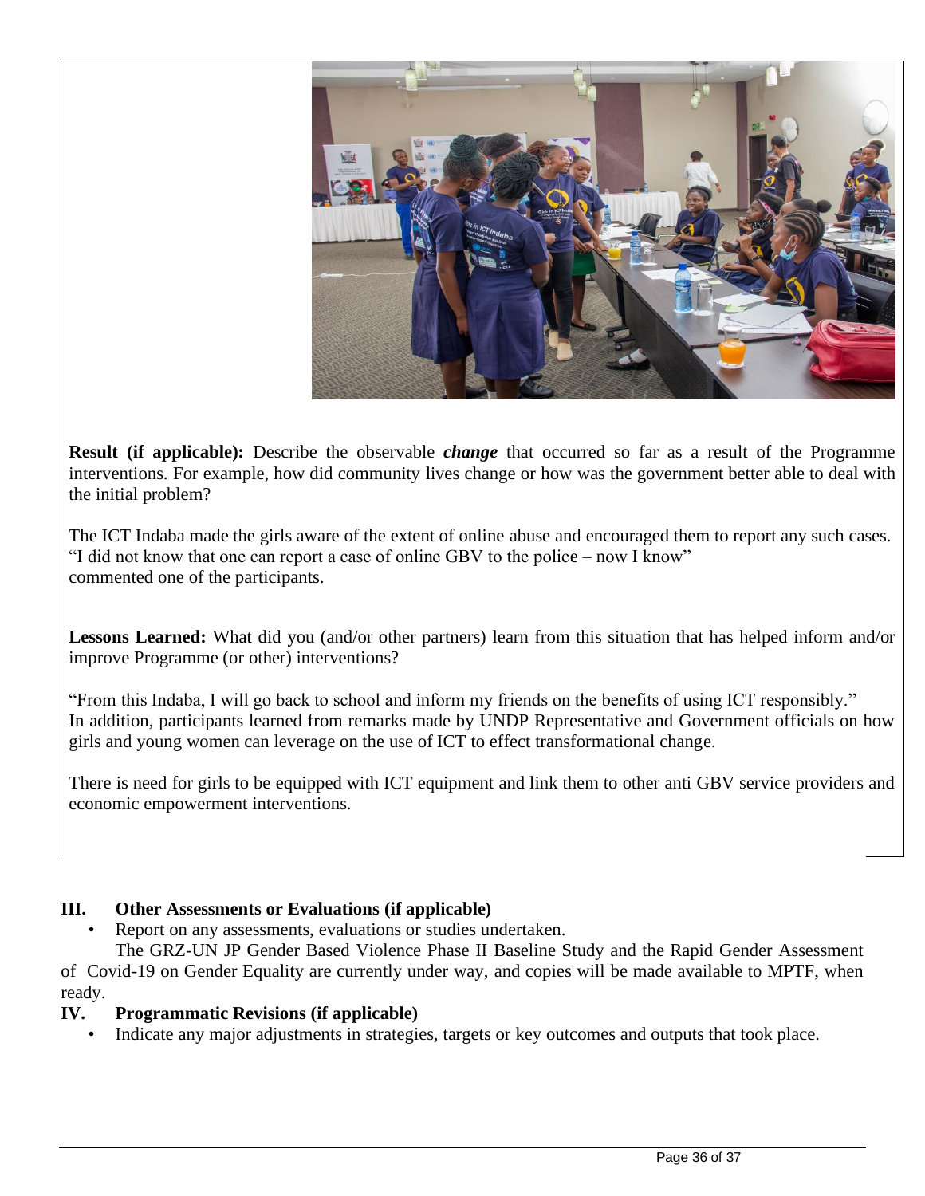**Result (if applicable):** Describe the observable ***change*** that occurred so far as a result of the Programme interventions. For example, how did community lives change or how was the government better able to deal with the initial problem?

The ICT Indaba made the girls aware of the extent of online abuse and encouraged them to report any such cases. "I did not know that one can report a case of online GBV to the police – now I know" commented one of the participants.

**Lessons Learned:** What did you (and/or other partners) learn from this situation that has helped inform and/or improve Programme (or other) interventions?

"From this Indaba, I will go back to school and inform my friends on the benefits of using ICT responsibly." In addition, participants learned from remarks made by UNDP Representative and Government officials on how girls and young women can leverage on the use of ICT to effect transformational change.

There is need for girls to be equipped with ICT equipment and link them to other anti GBV service providers and economic empowerment interventions.

## III. Other Assessments or Evaluations (if applicable)

- Report on any assessments, evaluations or studies undertaken.

The GRZ-UN JP Gender Based Violence Phase II Baseline Study and the Rapid Gender Assessment of Covid-19 on Gender Equality are currently under way, and copies will be made available to MPTF, when ready.

## IV. Programmatic Revisions (if applicable)

- Indicate any major adjustments in strategies, targets or key outcomes and outputs that took place.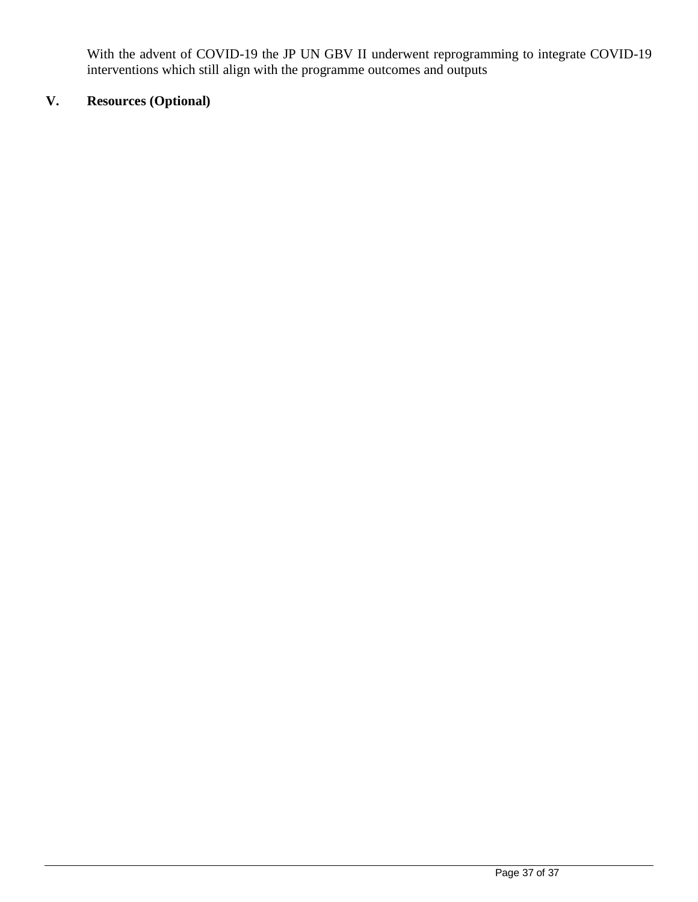With the advent of COVID-19 the JP UN GBV II underwent reprogramming to integrate COVID-19 interventions which still align with the programme outcomes and outputs

## V. Resources (Optional)